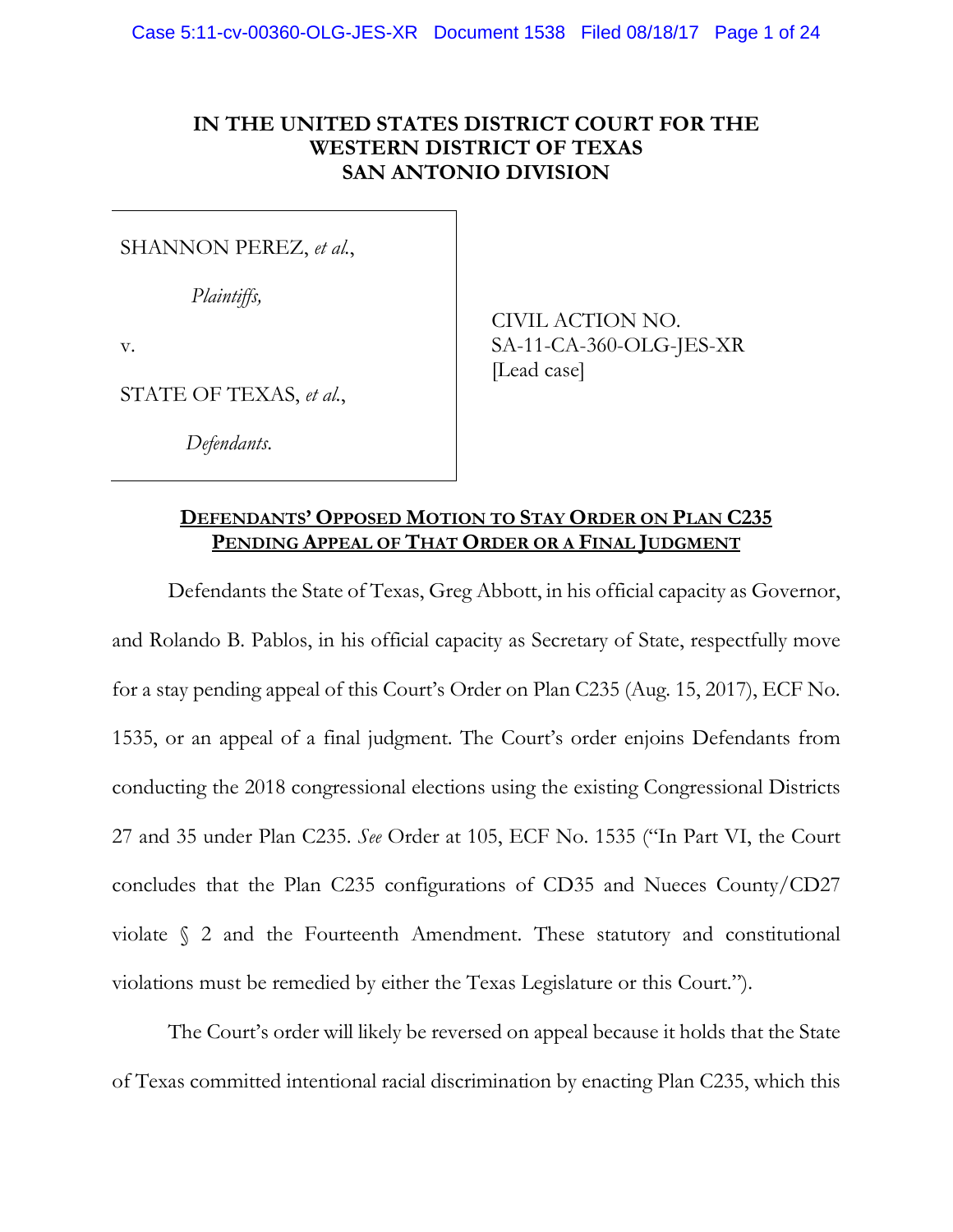**IN THE UNITED STATES DISTRICT COURT FOR THE WESTERN DISTRICT OF TEXAS SAN ANTONIO DIVISION**

| | |
|---|---|
| SHANNON PEREZ, *et al.*,<br><br>*Plaintiffs,*<br><br>v.<br><br>STATE OF TEXAS, *et al.*,<br><br>*Defendants.* | CIVIL ACTION NO. SA-11-CA-360-OLG-JES-XR [Lead case] |

**DEFENDANTS' OPPOSED MOTION TO STAY ORDER ON PLAN C235 PENDING APPEAL OF THAT ORDER OR A FINAL JUDGMENT**

Defendants the State of Texas, Greg Abbott, in his official capacity as Governor, and Rolando B. Pablos, in his official capacity as Secretary of State, respectfully move for a stay pending appeal of this Court's Order on Plan C235 (Aug. 15, 2017), ECF No. 1535, or an appeal of a final judgment. The Court's order enjoins Defendants from conducting the 2018 congressional elections using the existing Congressional Districts 27 and 35 under Plan C235. *See* Order at 105, ECF No. 1535 ("In Part VI, the Court concludes that the Plan C235 configurations of CD35 and Nueces County/CD27 violate § 2 and the Fourteenth Amendment. These statutory and constitutional violations must be remedied by either the Texas Legislature or this Court.").

The Court's order will likely be reversed on appeal because it holds that the State of Texas committed intentional racial discrimination by enacting Plan C235, which this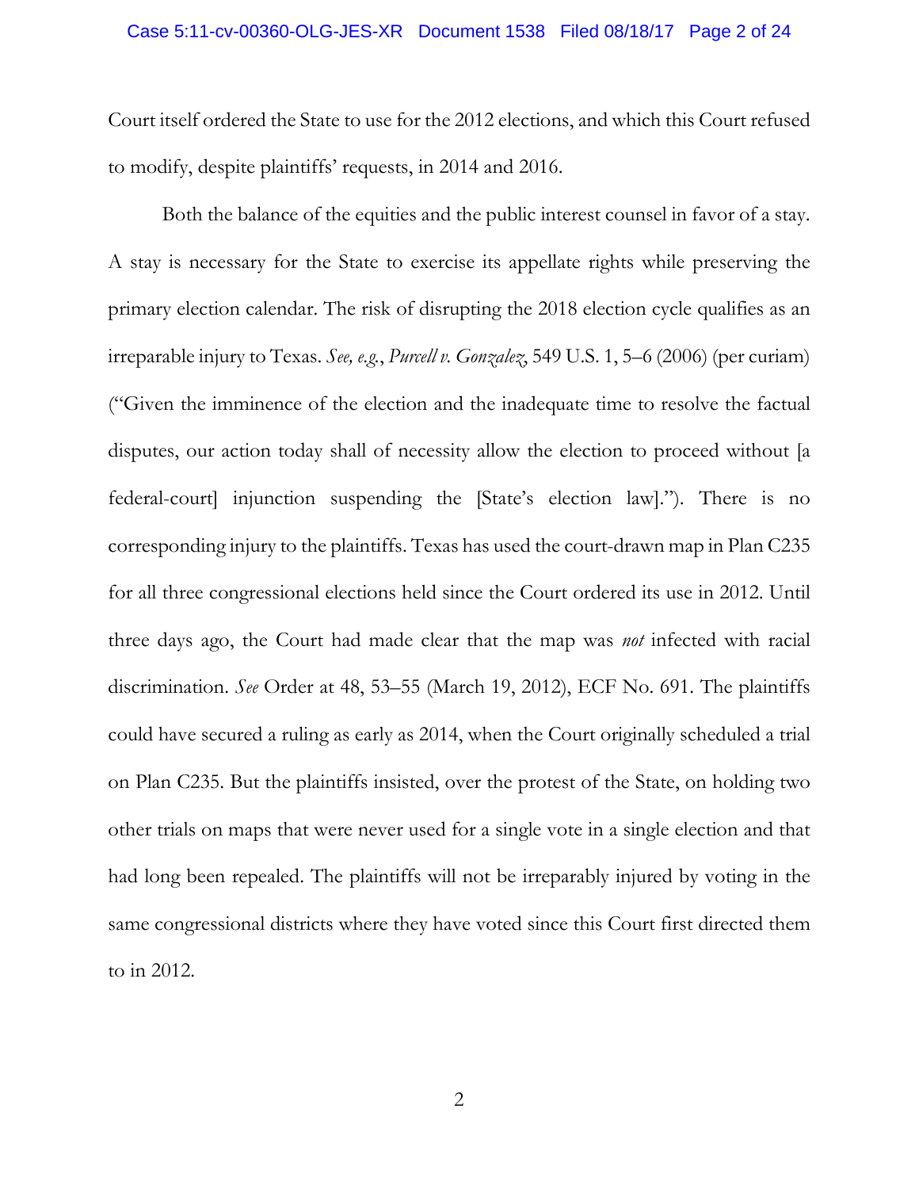Court itself ordered the State to use for the 2012 elections, and which this Court refused to modify, despite plaintiffs' requests, in 2014 and 2016.

Both the balance of the equities and the public interest counsel in favor of a stay. A stay is necessary for the State to exercise its appellate rights while preserving the primary election calendar. The risk of disrupting the 2018 election cycle qualifies as an irreparable injury to Texas. *See, e.g.*, *Purcell v. Gonzalez*, 549 U.S. 1, 5–6 (2006) (per curiam) ("Given the imminence of the election and the inadequate time to resolve the factual disputes, our action today shall of necessity allow the election to proceed without [a federal-court] injunction suspending the [State's election law]."). There is no corresponding injury to the plaintiffs. Texas has used the court-drawn map in Plan C235 for all three congressional elections held since the Court ordered its use in 2012. Until three days ago, the Court had made clear that the map was *not* infected with racial discrimination. *See* Order at 48, 53–55 (March 19, 2012), ECF No. 691. The plaintiffs could have secured a ruling as early as 2014, when the Court originally scheduled a trial on Plan C235. But the plaintiffs insisted, over the protest of the State, on holding two other trials on maps that were never used for a single vote in a single election and that had long been repealed. The plaintiffs will not be irreparably injured by voting in the same congressional districts where they have voted since this Court first directed them to in 2012.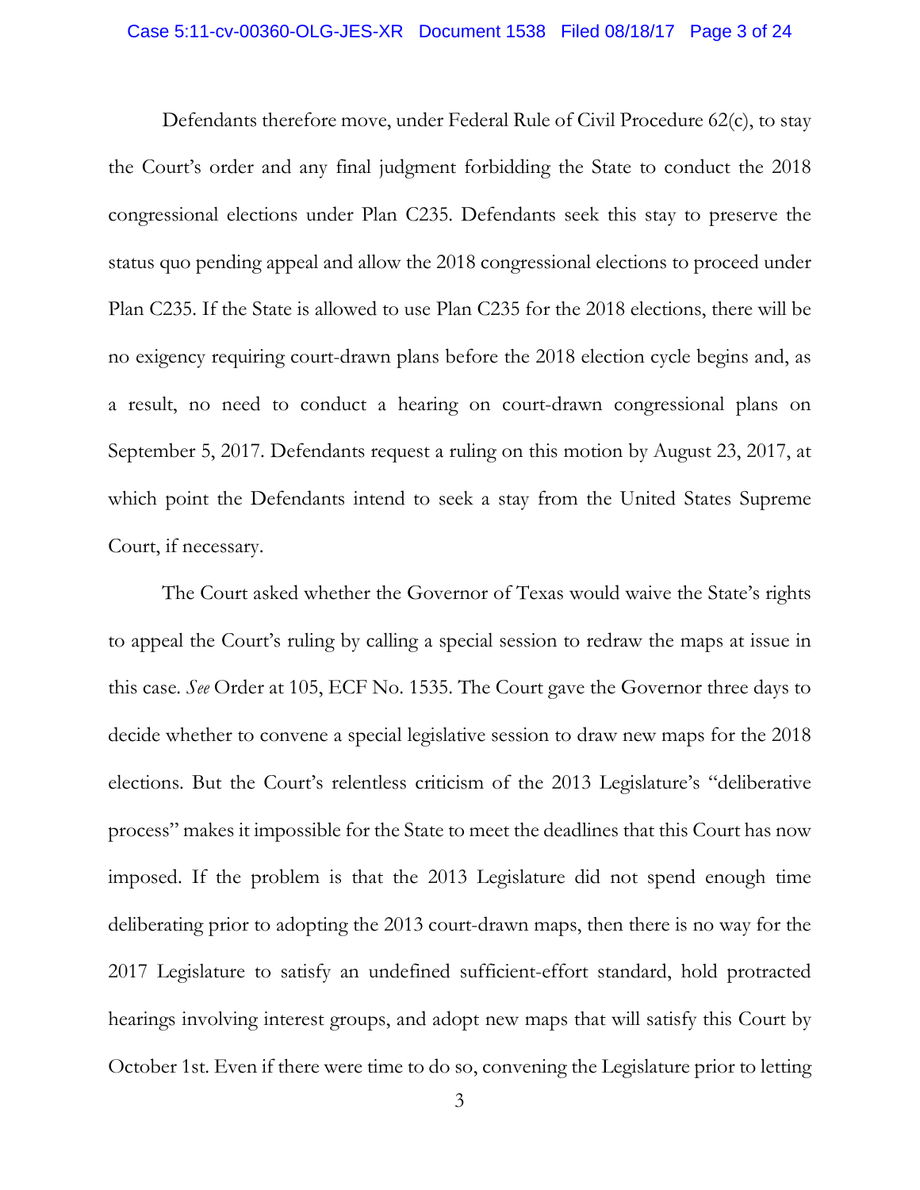Defendants therefore move, under Federal Rule of Civil Procedure 62(c), to stay the Court's order and any final judgment forbidding the State to conduct the 2018 congressional elections under Plan C235. Defendants seek this stay to preserve the status quo pending appeal and allow the 2018 congressional elections to proceed under Plan C235. If the State is allowed to use Plan C235 for the 2018 elections, there will be no exigency requiring court-drawn plans before the 2018 election cycle begins and, as a result, no need to conduct a hearing on court-drawn congressional plans on September 5, 2017. Defendants request a ruling on this motion by August 23, 2017, at which point the Defendants intend to seek a stay from the United States Supreme Court, if necessary.

The Court asked whether the Governor of Texas would waive the State's rights to appeal the Court's ruling by calling a special session to redraw the maps at issue in this case. *See* Order at 105, ECF No. 1535. The Court gave the Governor three days to decide whether to convene a special legislative session to draw new maps for the 2018 elections. But the Court's relentless criticism of the 2013 Legislature's "deliberative process" makes it impossible for the State to meet the deadlines that this Court has now imposed. If the problem is that the 2013 Legislature did not spend enough time deliberating prior to adopting the 2013 court-drawn maps, then there is no way for the 2017 Legislature to satisfy an undefined sufficient-effort standard, hold protracted hearings involving interest groups, and adopt new maps that will satisfy this Court by October 1st. Even if there were time to do so, convening the Legislature prior to letting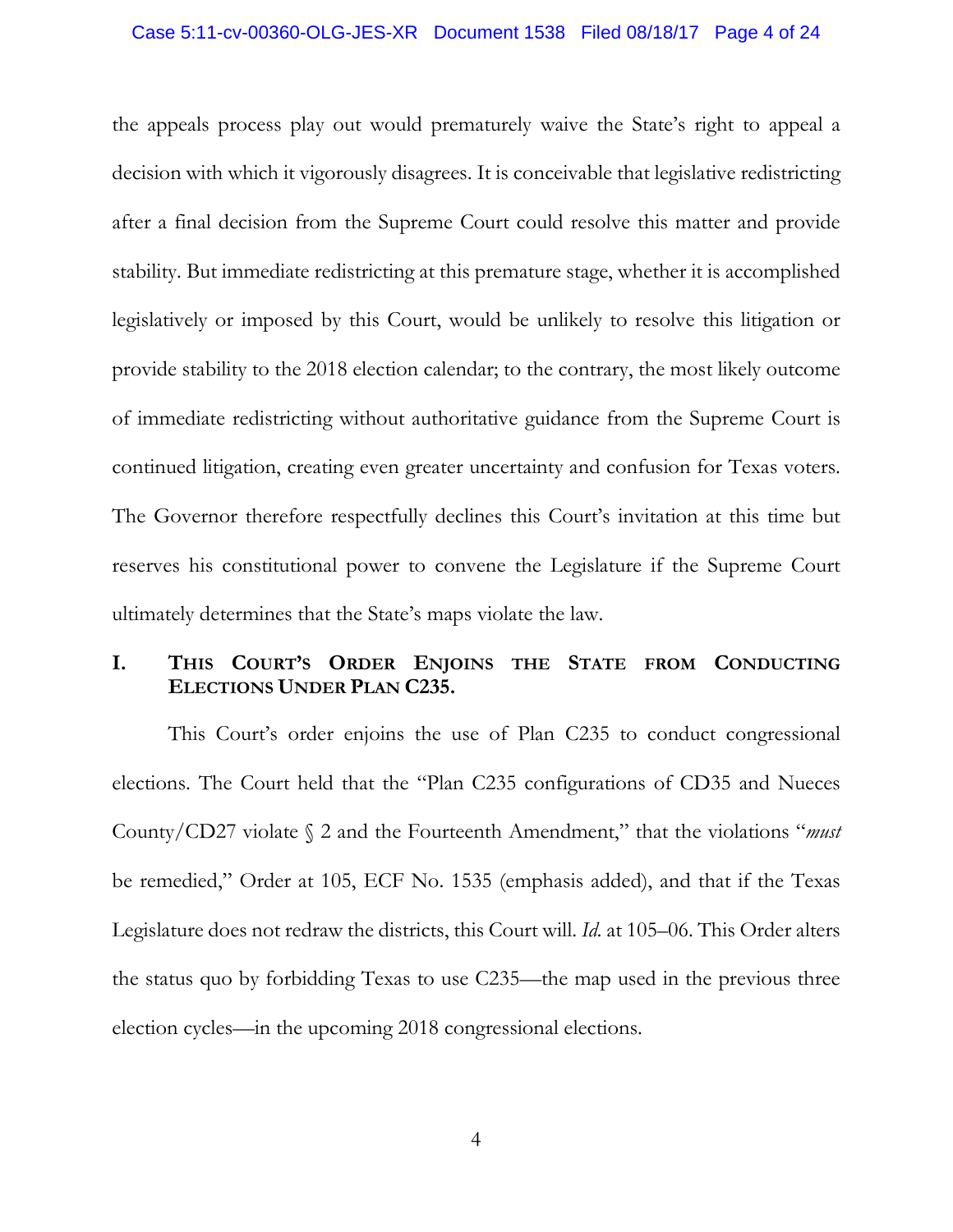the appeals process play out would prematurely waive the State's right to appeal a decision with which it vigorously disagrees. It is conceivable that legislative redistricting after a final decision from the Supreme Court could resolve this matter and provide stability. But immediate redistricting at this premature stage, whether it is accomplished legislatively or imposed by this Court, would be unlikely to resolve this litigation or provide stability to the 2018 election calendar; to the contrary, the most likely outcome of immediate redistricting without authoritative guidance from the Supreme Court is continued litigation, creating even greater uncertainty and confusion for Texas voters. The Governor therefore respectfully declines this Court's invitation at this time but reserves his constitutional power to convene the Legislature if the Supreme Court ultimately determines that the State's maps violate the law.

## I. THIS COURT'S ORDER ENJOINS THE STATE FROM CONDUCTING ELECTIONS UNDER PLAN C235.

This Court's order enjoins the use of Plan C235 to conduct congressional elections. The Court held that the "Plan C235 configurations of CD35 and Nueces County/CD27 violate § 2 and the Fourteenth Amendment," that the violations "*must* be remedied," Order at 105, ECF No. 1535 (emphasis added), and that if the Texas Legislature does not redraw the districts, this Court will. *Id.* at 105–06. This Order alters the status quo by forbidding Texas to use C235—the map used in the previous three election cycles—in the upcoming 2018 congressional elections.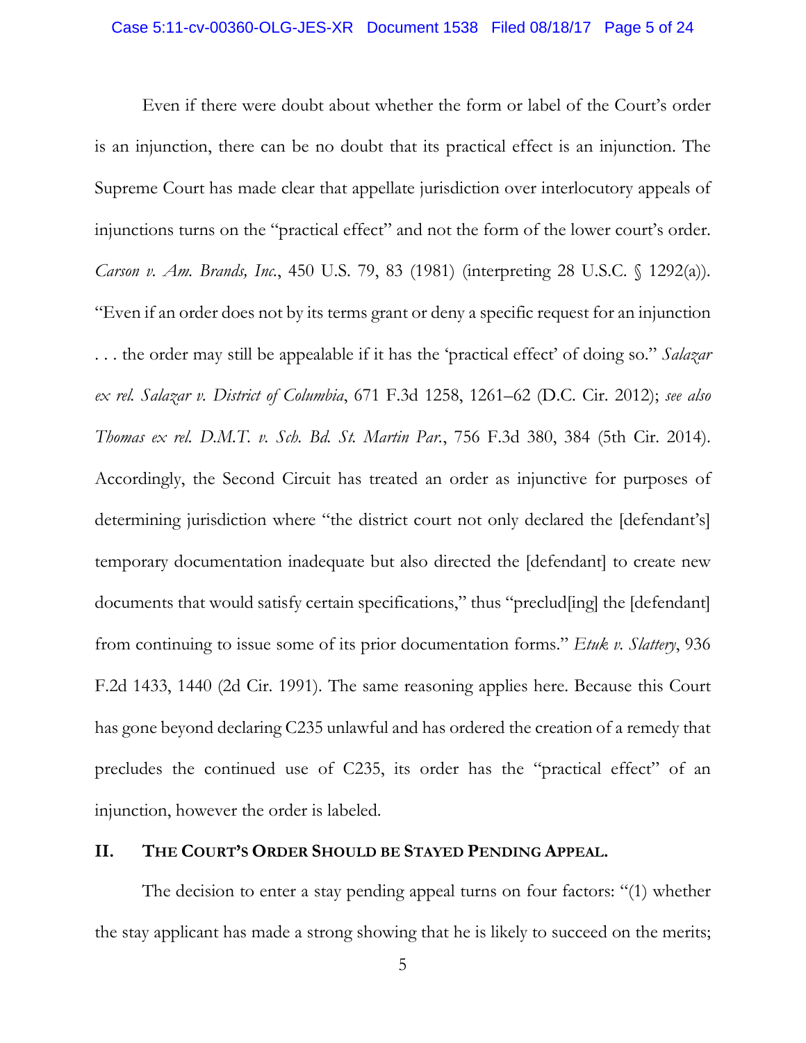Even if there were doubt about whether the form or label of the Court's order is an injunction, there can be no doubt that its practical effect is an injunction. The Supreme Court has made clear that appellate jurisdiction over interlocutory appeals of injunctions turns on the "practical effect" and not the form of the lower court's order. *Carson v. Am. Brands, Inc.*, 450 U.S. 79, 83 (1981) (interpreting 28 U.S.C. § 1292(a)). "Even if an order does not by its terms grant or deny a specific request for an injunction . . . the order may still be appealable if it has the 'practical effect' of doing so." *Salazar ex rel. Salazar v. District of Columbia*, 671 F.3d 1258, 1261–62 (D.C. Cir. 2012); *see also Thomas ex rel. D.M.T. v. Sch. Bd. St. Martin Par.*, 756 F.3d 380, 384 (5th Cir. 2014). Accordingly, the Second Circuit has treated an order as injunctive for purposes of determining jurisdiction where "the district court not only declared the [defendant's] temporary documentation inadequate but also directed the [defendant] to create new documents that would satisfy certain specifications," thus "preclud[ing] the [defendant] from continuing to issue some of its prior documentation forms." *Etuk v. Slattery*, 936 F.2d 1433, 1440 (2d Cir. 1991). The same reasoning applies here. Because this Court has gone beyond declaring C235 unlawful and has ordered the creation of a remedy that precludes the continued use of C235, its order has the "practical effect" of an injunction, however the order is labeled.

## II. THE COURT'S ORDER SHOULD BE STAYED PENDING APPEAL.

The decision to enter a stay pending appeal turns on four factors: "(1) whether the stay applicant has made a strong showing that he is likely to succeed on the merits;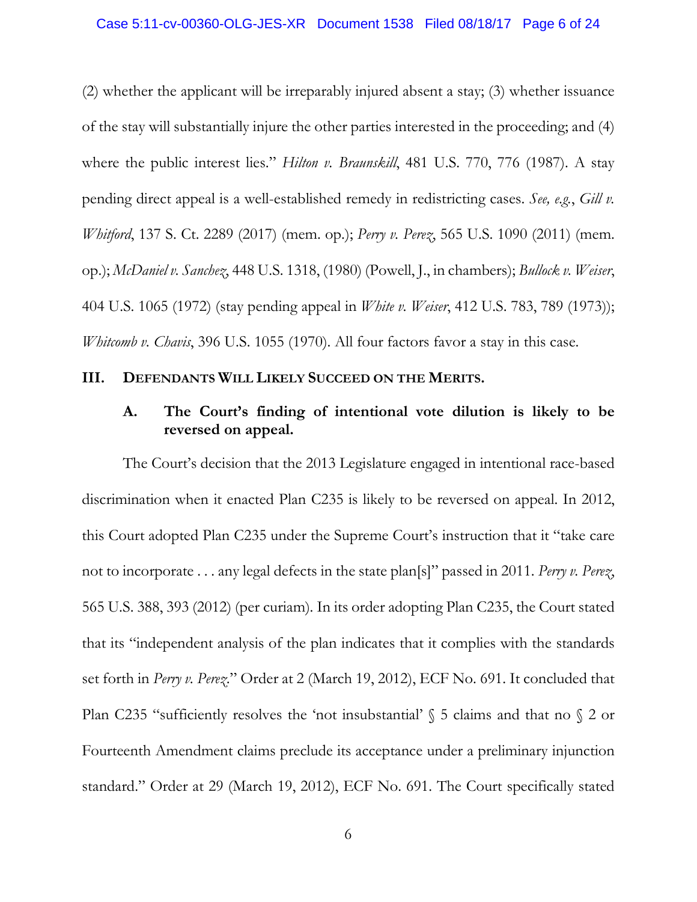(2) whether the applicant will be irreparably injured absent a stay; (3) whether issuance of the stay will substantially injure the other parties interested in the proceeding; and (4) where the public interest lies." *Hilton v. Braunskill*, 481 U.S. 770, 776 (1987). A stay pending direct appeal is a well-established remedy in redistricting cases. *See, e.g.*, *Gill v. Whitford*, 137 S. Ct. 2289 (2017) (mem. op.); *Perry v. Perez*, 565 U.S. 1090 (2011) (mem. op.); *McDaniel v. Sanchez*, 448 U.S. 1318, (1980) (Powell, J., in chambers); *Bullock v. Weiser*, 404 U.S. 1065 (1972) (stay pending appeal in *White v. Weiser*, 412 U.S. 783, 789 (1973)); *Whitcomb v. Chavis*, 396 U.S. 1055 (1970). All four factors favor a stay in this case.

## III. DEFENDANTS WILL LIKELY SUCCEED ON THE MERITS.

### A. The Court's finding of intentional vote dilution is likely to be reversed on appeal.

The Court's decision that the 2013 Legislature engaged in intentional race-based discrimination when it enacted Plan C235 is likely to be reversed on appeal. In 2012, this Court adopted Plan C235 under the Supreme Court's instruction that it "take care not to incorporate . . . any legal defects in the state plan[s]" passed in 2011. *Perry v. Perez*, 565 U.S. 388, 393 (2012) (per curiam). In its order adopting Plan C235, the Court stated that its "independent analysis of the plan indicates that it complies with the standards set forth in *Perry v. Perez*." Order at 2 (March 19, 2012), ECF No. 691. It concluded that Plan C235 "sufficiently resolves the 'not insubstantial' § 5 claims and that no § 2 or Fourteenth Amendment claims preclude its acceptance under a preliminary injunction standard." Order at 29 (March 19, 2012), ECF No. 691. The Court specifically stated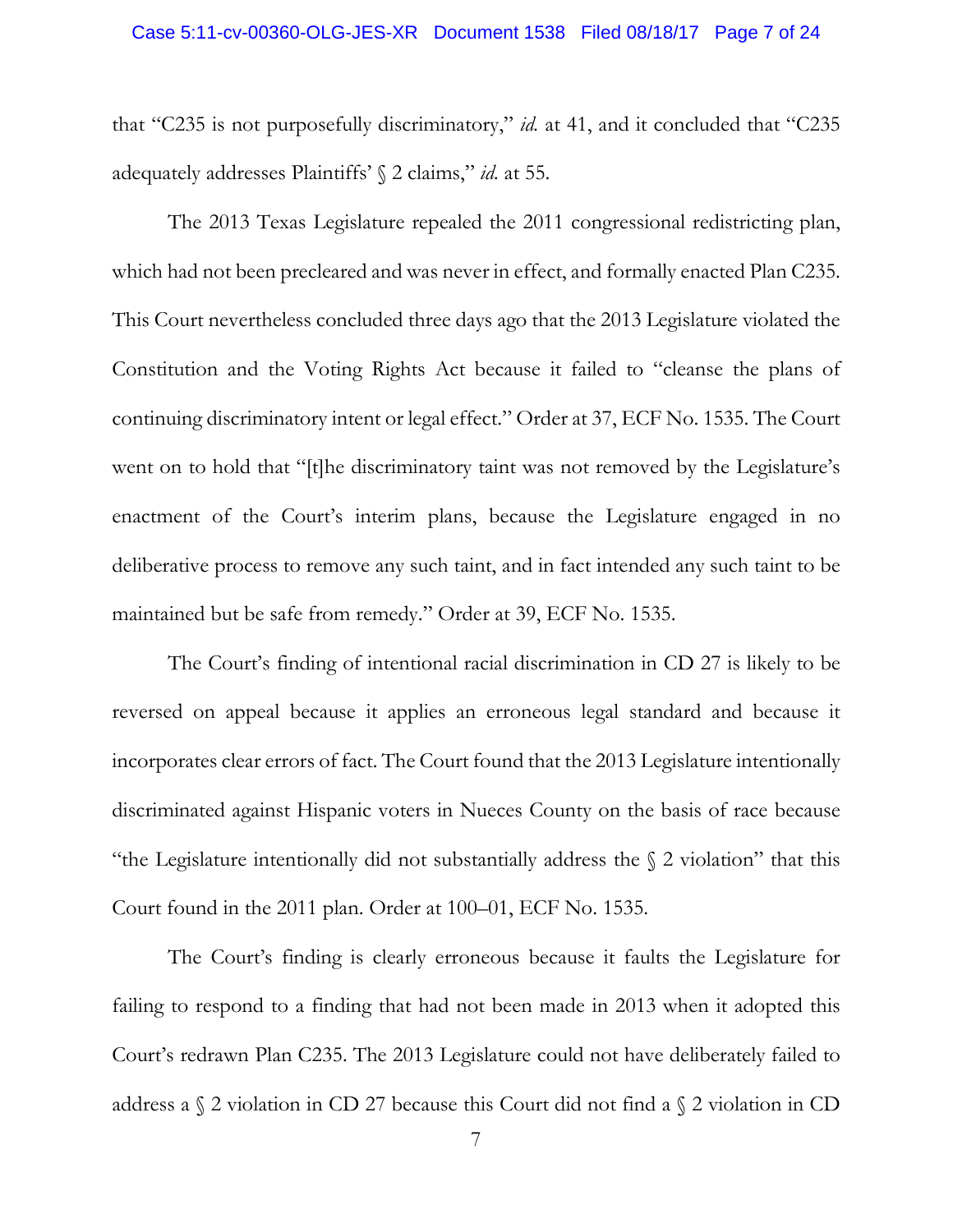that "C235 is not purposefully discriminatory," *id.* at 41, and it concluded that "C235 adequately addresses Plaintiffs' § 2 claims," *id.* at 55.

The 2013 Texas Legislature repealed the 2011 congressional redistricting plan, which had not been precleared and was never in effect, and formally enacted Plan C235. This Court nevertheless concluded three days ago that the 2013 Legislature violated the Constitution and the Voting Rights Act because it failed to "cleanse the plans of continuing discriminatory intent or legal effect." Order at 37, ECF No. 1535. The Court went on to hold that "[t]he discriminatory taint was not removed by the Legislature's enactment of the Court's interim plans, because the Legislature engaged in no deliberative process to remove any such taint, and in fact intended any such taint to be maintained but be safe from remedy." Order at 39, ECF No. 1535.

The Court's finding of intentional racial discrimination in CD 27 is likely to be reversed on appeal because it applies an erroneous legal standard and because it incorporates clear errors of fact. The Court found that the 2013 Legislature intentionally discriminated against Hispanic voters in Nueces County on the basis of race because "the Legislature intentionally did not substantially address the § 2 violation" that this Court found in the 2011 plan. Order at 100–01, ECF No. 1535.

The Court's finding is clearly erroneous because it faults the Legislature for failing to respond to a finding that had not been made in 2013 when it adopted this Court's redrawn Plan C235. The 2013 Legislature could not have deliberately failed to address a § 2 violation in CD 27 because this Court did not find a § 2 violation in CD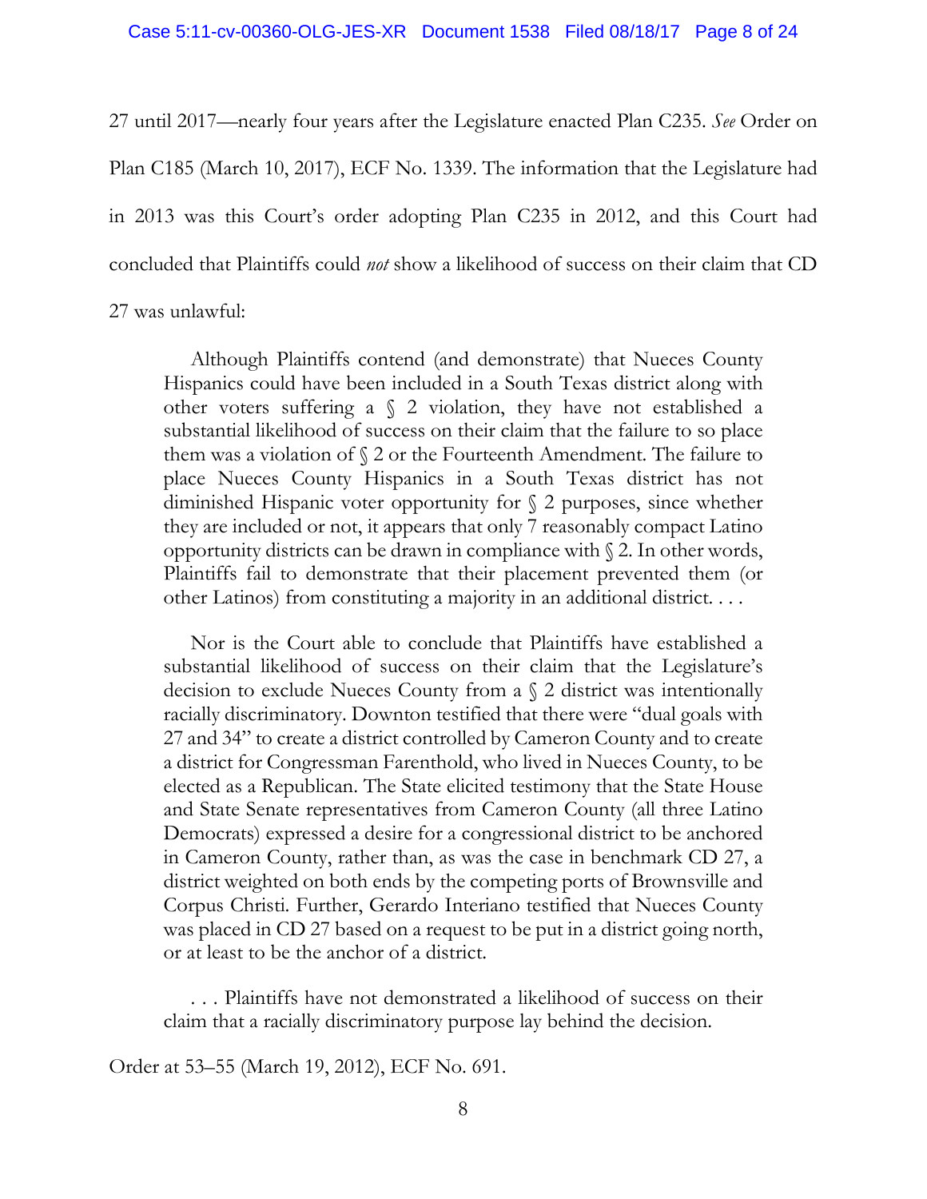27 until 2017—nearly four years after the Legislature enacted Plan C235. *See* Order on Plan C185 (March 10, 2017), ECF No. 1339. The information that the Legislature had in 2013 was this Court's order adopting Plan C235 in 2012, and this Court had concluded that Plaintiffs could *not* show a likelihood of success on their claim that CD 27 was unlawful:

> Although Plaintiffs contend (and demonstrate) that Nueces County Hispanics could have been included in a South Texas district along with other voters suffering a § 2 violation, they have not established a substantial likelihood of success on their claim that the failure to so place them was a violation of § 2 or the Fourteenth Amendment. The failure to place Nueces County Hispanics in a South Texas district has not diminished Hispanic voter opportunity for § 2 purposes, since whether they are included or not, it appears that only 7 reasonably compact Latino opportunity districts can be drawn in compliance with § 2. In other words, Plaintiffs fail to demonstrate that their placement prevented them (or other Latinos) from constituting a majority in an additional district. . . .
>
> Nor is the Court able to conclude that Plaintiffs have established a substantial likelihood of success on their claim that the Legislature's decision to exclude Nueces County from a § 2 district was intentionally racially discriminatory. Downton testified that there were "dual goals with 27 and 34" to create a district controlled by Cameron County and to create a district for Congressman Farenthold, who lived in Nueces County, to be elected as a Republican. The State elicited testimony that the State House and State Senate representatives from Cameron County (all three Latino Democrats) expressed a desire for a congressional district to be anchored in Cameron County, rather than, as was the case in benchmark CD 27, a district weighted on both ends by the competing ports of Brownsville and Corpus Christi. Further, Gerardo Interiano testified that Nueces County was placed in CD 27 based on a request to be put in a district going north, or at least to be the anchor of a district.
>
> . . . Plaintiffs have not demonstrated a likelihood of success on their claim that a racially discriminatory purpose lay behind the decision.

Order at 53–55 (March 19, 2012), ECF No. 691.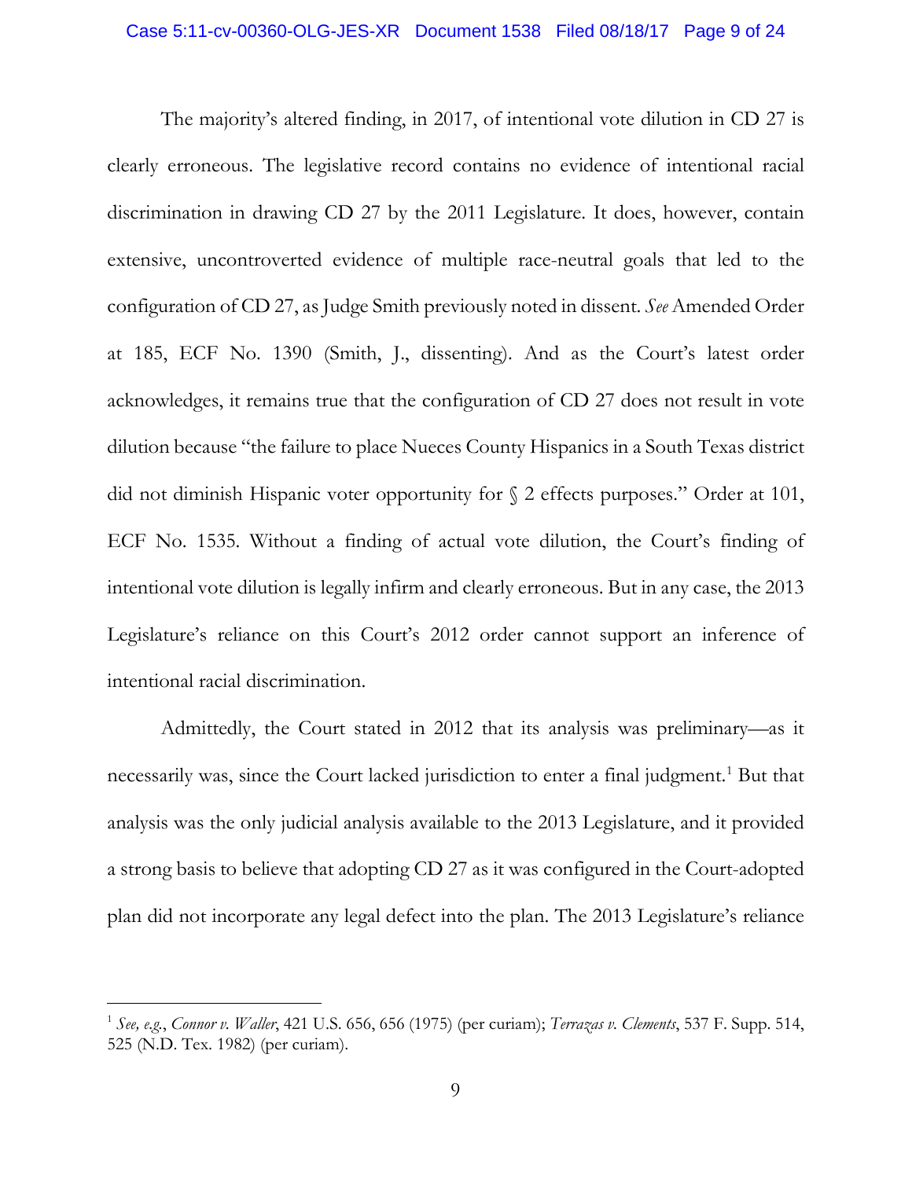The majority's altered finding, in 2017, of intentional vote dilution in CD 27 is clearly erroneous. The legislative record contains no evidence of intentional racial discrimination in drawing CD 27 by the 2011 Legislature. It does, however, contain extensive, uncontroverted evidence of multiple race-neutral goals that led to the configuration of CD 27, as Judge Smith previously noted in dissent. *See* Amended Order at 185, ECF No. 1390 (Smith, J., dissenting). And as the Court's latest order acknowledges, it remains true that the configuration of CD 27 does not result in vote dilution because "the failure to place Nueces County Hispanics in a South Texas district did not diminish Hispanic voter opportunity for § 2 effects purposes." Order at 101, ECF No. 1535. Without a finding of actual vote dilution, the Court's finding of intentional vote dilution is legally infirm and clearly erroneous. But in any case, the 2013 Legislature's reliance on this Court's 2012 order cannot support an inference of intentional racial discrimination.

Admittedly, the Court stated in 2012 that its analysis was preliminary—as it necessarily was, since the Court lacked jurisdiction to enter a final judgment.[1] But that analysis was the only judicial analysis available to the 2013 Legislature, and it provided a strong basis to believe that adopting CD 27 as it was configured in the Court-adopted plan did not incorporate any legal defect into the plan. The 2013 Legislature's reliance

---

[1] *See, e.g.*, *Connor v. Waller*, 421 U.S. 656, 656 (1975) (per curiam); *Terrazas v. Clements*, 537 F. Supp. 514, 525 (N.D. Tex. 1982) (per curiam).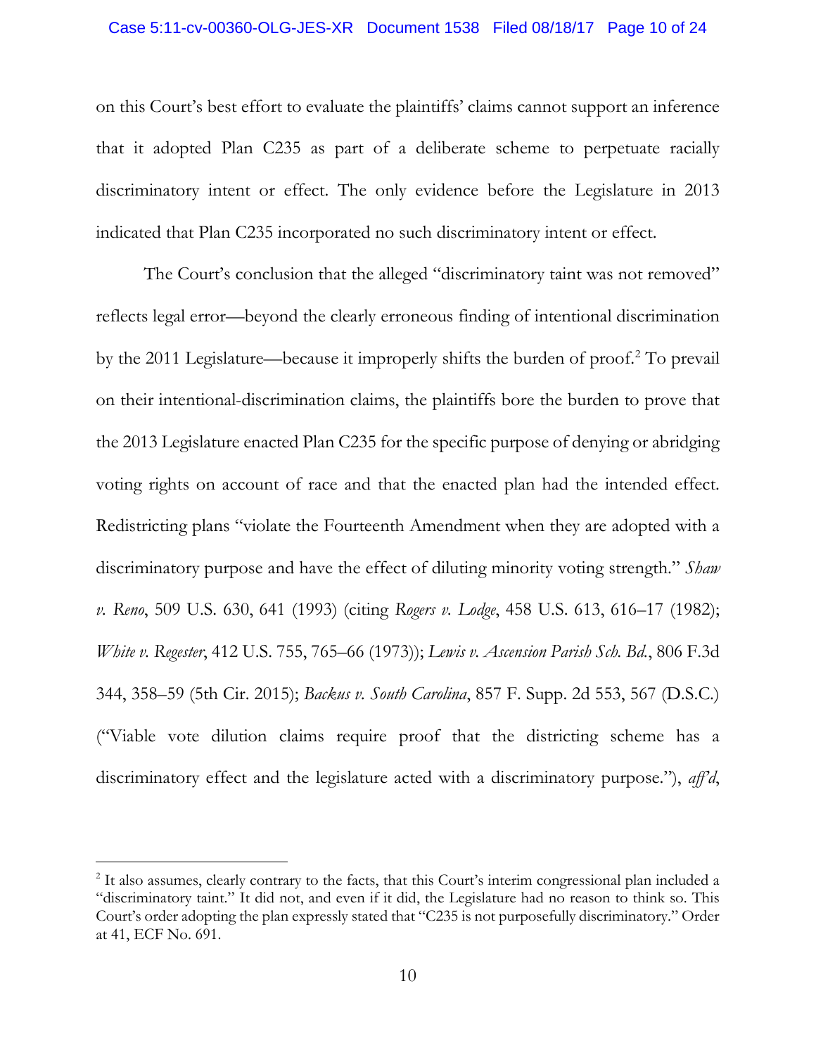on this Court's best effort to evaluate the plaintiffs' claims cannot support an inference that it adopted Plan C235 as part of a deliberate scheme to perpetuate racially discriminatory intent or effect. The only evidence before the Legislature in 2013 indicated that Plan C235 incorporated no such discriminatory intent or effect.

The Court's conclusion that the alleged "discriminatory taint was not removed" reflects legal error—beyond the clearly erroneous finding of intentional discrimination by the 2011 Legislature—because it improperly shifts the burden of proof.[2] To prevail on their intentional-discrimination claims, the plaintiffs bore the burden to prove that the 2013 Legislature enacted Plan C235 for the specific purpose of denying or abridging voting rights on account of race and that the enacted plan had the intended effect. Redistricting plans "violate the Fourteenth Amendment when they are adopted with a discriminatory purpose and have the effect of diluting minority voting strength." *Shaw v. Reno*, 509 U.S. 630, 641 (1993) (citing *Rogers v. Lodge*, 458 U.S. 613, 616–17 (1982); *White v. Regester*, 412 U.S. 755, 765–66 (1973)); *Lewis v. Ascension Parish Sch. Bd.*, 806 F.3d 344, 358–59 (5th Cir. 2015); *Backus v. South Carolina*, 857 F. Supp. 2d 553, 567 (D.S.C.) ("Viable vote dilution claims require proof that the districting scheme has a discriminatory effect and the legislature acted with a discriminatory purpose."), *aff'd*,

[2] It also assumes, clearly contrary to the facts, that this Court's interim congressional plan included a "discriminatory taint." It did not, and even if it did, the Legislature had no reason to think so. This Court's order adopting the plan expressly stated that "C235 is not purposefully discriminatory." Order at 41, ECF No. 691.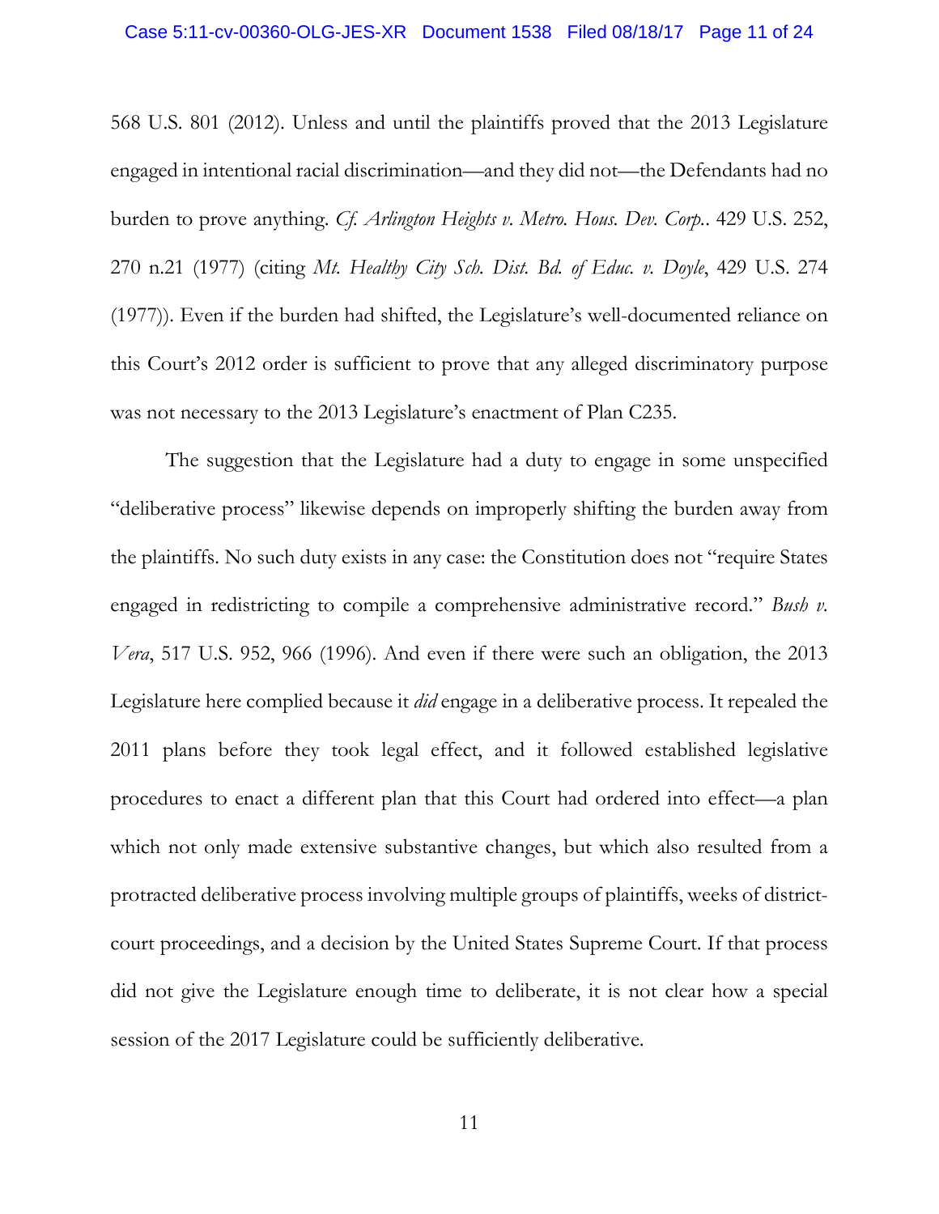568 U.S. 801 (2012). Unless and until the plaintiffs proved that the 2013 Legislature engaged in intentional racial discrimination—and they did not—the Defendants had no burden to prove anything. *Cf. Arlington Heights v. Metro. Hous. Dev. Corp.*. 429 U.S. 252, 270 n.21 (1977) (citing *Mt. Healthy City Sch. Dist. Bd. of Educ. v. Doyle*, 429 U.S. 274 (1977)). Even if the burden had shifted, the Legislature's well-documented reliance on this Court's 2012 order is sufficient to prove that any alleged discriminatory purpose was not necessary to the 2013 Legislature's enactment of Plan C235.

The suggestion that the Legislature had a duty to engage in some unspecified "deliberative process" likewise depends on improperly shifting the burden away from the plaintiffs. No such duty exists in any case: the Constitution does not "require States engaged in redistricting to compile a comprehensive administrative record." *Bush v. Vera*, 517 U.S. 952, 966 (1996). And even if there were such an obligation, the 2013 Legislature here complied because it *did* engage in a deliberative process. It repealed the 2011 plans before they took legal effect, and it followed established legislative procedures to enact a different plan that this Court had ordered into effect—a plan which not only made extensive substantive changes, but which also resulted from a protracted deliberative process involving multiple groups of plaintiffs, weeks of district-court proceedings, and a decision by the United States Supreme Court. If that process did not give the Legislature enough time to deliberate, it is not clear how a special session of the 2017 Legislature could be sufficiently deliberative.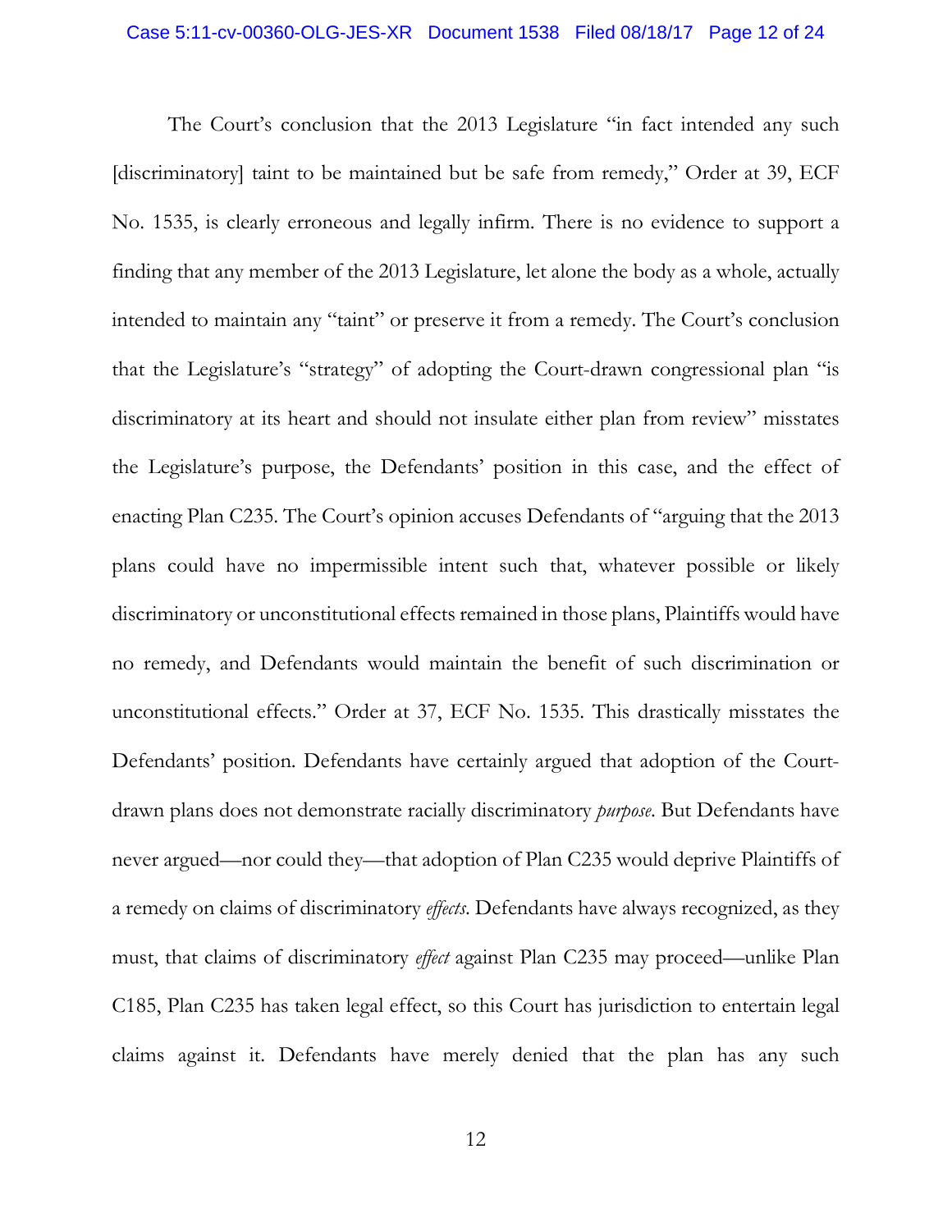The Court's conclusion that the 2013 Legislature "in fact intended any such [discriminatory] taint to be maintained but be safe from remedy," Order at 39, ECF No. 1535, is clearly erroneous and legally infirm. There is no evidence to support a finding that any member of the 2013 Legislature, let alone the body as a whole, actually intended to maintain any "taint" or preserve it from a remedy. The Court's conclusion that the Legislature's "strategy" of adopting the Court-drawn congressional plan "is discriminatory at its heart and should not insulate either plan from review" misstates the Legislature's purpose, the Defendants' position in this case, and the effect of enacting Plan C235. The Court's opinion accuses Defendants of "arguing that the 2013 plans could have no impermissible intent such that, whatever possible or likely discriminatory or unconstitutional effects remained in those plans, Plaintiffs would have no remedy, and Defendants would maintain the benefit of such discrimination or unconstitutional effects." Order at 37, ECF No. 1535. This drastically misstates the Defendants' position. Defendants have certainly argued that adoption of the Court-drawn plans does not demonstrate racially discriminatory *purpose*. But Defendants have never argued—nor could they—that adoption of Plan C235 would deprive Plaintiffs of a remedy on claims of discriminatory *effects*. Defendants have always recognized, as they must, that claims of discriminatory *effect* against Plan C235 may proceed—unlike Plan C185, Plan C235 has taken legal effect, so this Court has jurisdiction to entertain legal claims against it. Defendants have merely denied that the plan has any such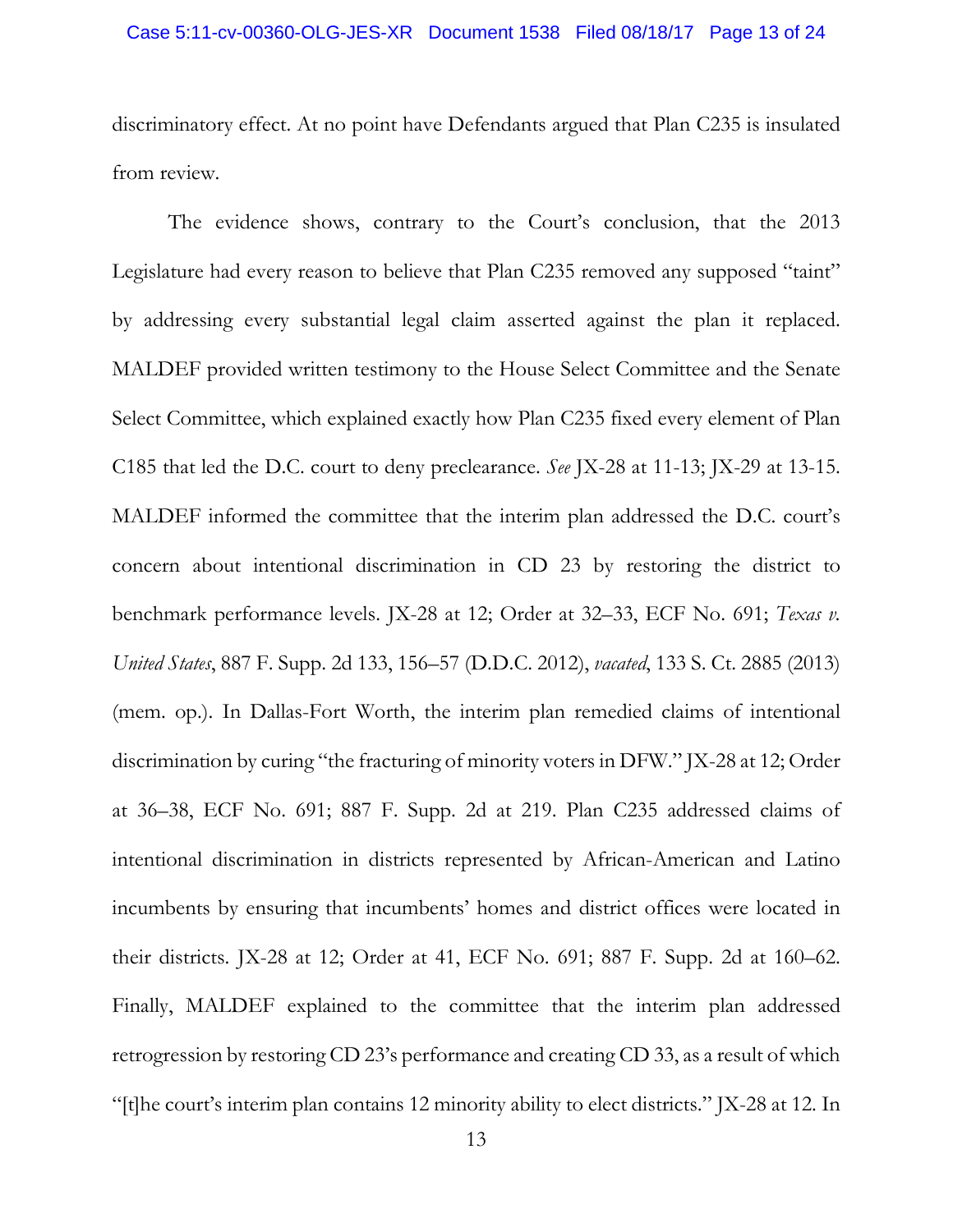discriminatory effect. At no point have Defendants argued that Plan C235 is insulated from review.

The evidence shows, contrary to the Court's conclusion, that the 2013 Legislature had every reason to believe that Plan C235 removed any supposed "taint" by addressing every substantial legal claim asserted against the plan it replaced. MALDEF provided written testimony to the House Select Committee and the Senate Select Committee, which explained exactly how Plan C235 fixed every element of Plan C185 that led the D.C. court to deny preclearance. *See* JX-28 at 11-13; JX-29 at 13-15. MALDEF informed the committee that the interim plan addressed the D.C. court's concern about intentional discrimination in CD 23 by restoring the district to benchmark performance levels. JX-28 at 12; Order at 32–33, ECF No. 691; *Texas v. United States*, 887 F. Supp. 2d 133, 156–57 (D.D.C. 2012), *vacated*, 133 S. Ct. 2885 (2013) (mem. op.). In Dallas-Fort Worth, the interim plan remedied claims of intentional discrimination by curing "the fracturing of minority voters in DFW." JX-28 at 12; Order at 36–38, ECF No. 691; 887 F. Supp. 2d at 219. Plan C235 addressed claims of intentional discrimination in districts represented by African-American and Latino incumbents by ensuring that incumbents' homes and district offices were located in their districts. JX-28 at 12; Order at 41, ECF No. 691; 887 F. Supp. 2d at 160–62. Finally, MALDEF explained to the committee that the interim plan addressed retrogression by restoring CD 23's performance and creating CD 33, as a result of which "[t]he court's interim plan contains 12 minority ability to elect districts." JX-28 at 12. In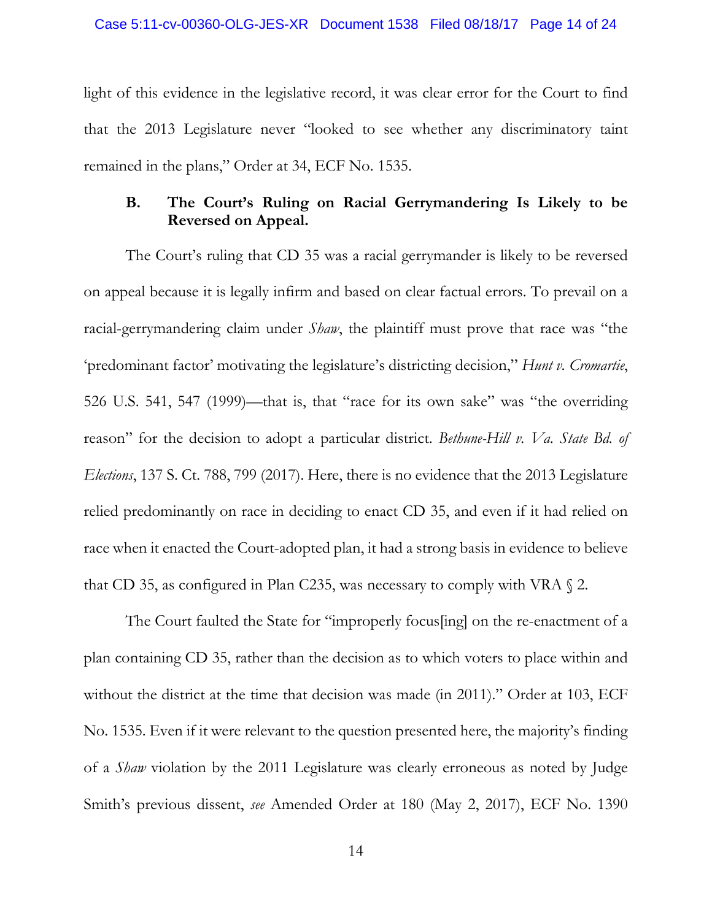light of this evidence in the legislative record, it was clear error for the Court to find that the 2013 Legislature never "looked to see whether any discriminatory taint remained in the plans," Order at 34, ECF No. 1535.

### B. The Court's Ruling on Racial Gerrymandering Is Likely to be Reversed on Appeal.

The Court's ruling that CD 35 was a racial gerrymander is likely to be reversed on appeal because it is legally infirm and based on clear factual errors. To prevail on a racial-gerrymandering claim under *Shaw*, the plaintiff must prove that race was "the 'predominant factor' motivating the legislature's districting decision," *Hunt v. Cromartie*, 526 U.S. 541, 547 (1999)—that is, that "race for its own sake" was "the overriding reason" for the decision to adopt a particular district. *Bethune-Hill v. Va. State Bd. of Elections*, 137 S. Ct. 788, 799 (2017). Here, there is no evidence that the 2013 Legislature relied predominantly on race in deciding to enact CD 35, and even if it had relied on race when it enacted the Court-adopted plan, it had a strong basis in evidence to believe that CD 35, as configured in Plan C235, was necessary to comply with VRA § 2.

The Court faulted the State for "improperly focus[ing] on the re-enactment of a plan containing CD 35, rather than the decision as to which voters to place within and without the district at the time that decision was made (in 2011)." Order at 103, ECF No. 1535. Even if it were relevant to the question presented here, the majority's finding of a *Shaw* violation by the 2011 Legislature was clearly erroneous as noted by Judge Smith's previous dissent, *see* Amended Order at 180 (May 2, 2017), ECF No. 1390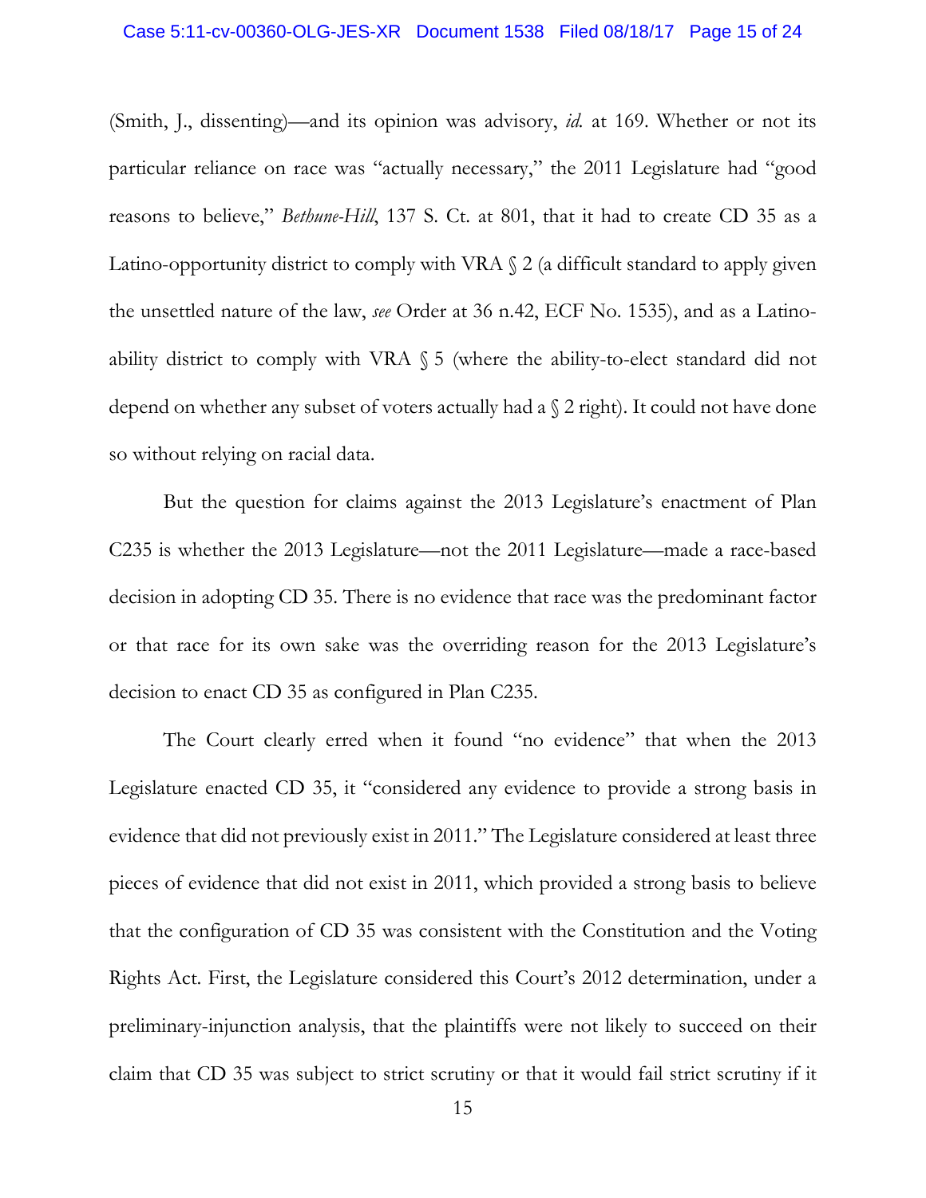(Smith, J., dissenting)—and its opinion was advisory, *id.* at 169. Whether or not its particular reliance on race was "actually necessary," the 2011 Legislature had "good reasons to believe," *Bethune-Hill*, 137 S. Ct. at 801, that it had to create CD 35 as a Latino-opportunity district to comply with VRA § 2 (a difficult standard to apply given the unsettled nature of the law, *see* Order at 36 n.42, ECF No. 1535), and as a Latino-ability district to comply with VRA § 5 (where the ability-to-elect standard did not depend on whether any subset of voters actually had a § 2 right). It could not have done so without relying on racial data.

But the question for claims against the 2013 Legislature's enactment of Plan C235 is whether the 2013 Legislature—not the 2011 Legislature—made a race-based decision in adopting CD 35. There is no evidence that race was the predominant factor or that race for its own sake was the overriding reason for the 2013 Legislature's decision to enact CD 35 as configured in Plan C235.

The Court clearly erred when it found "no evidence" that when the 2013 Legislature enacted CD 35, it "considered any evidence to provide a strong basis in evidence that did not previously exist in 2011." The Legislature considered at least three pieces of evidence that did not exist in 2011, which provided a strong basis to believe that the configuration of CD 35 was consistent with the Constitution and the Voting Rights Act. First, the Legislature considered this Court's 2012 determination, under a preliminary-injunction analysis, that the plaintiffs were not likely to succeed on their claim that CD 35 was subject to strict scrutiny or that it would fail strict scrutiny if it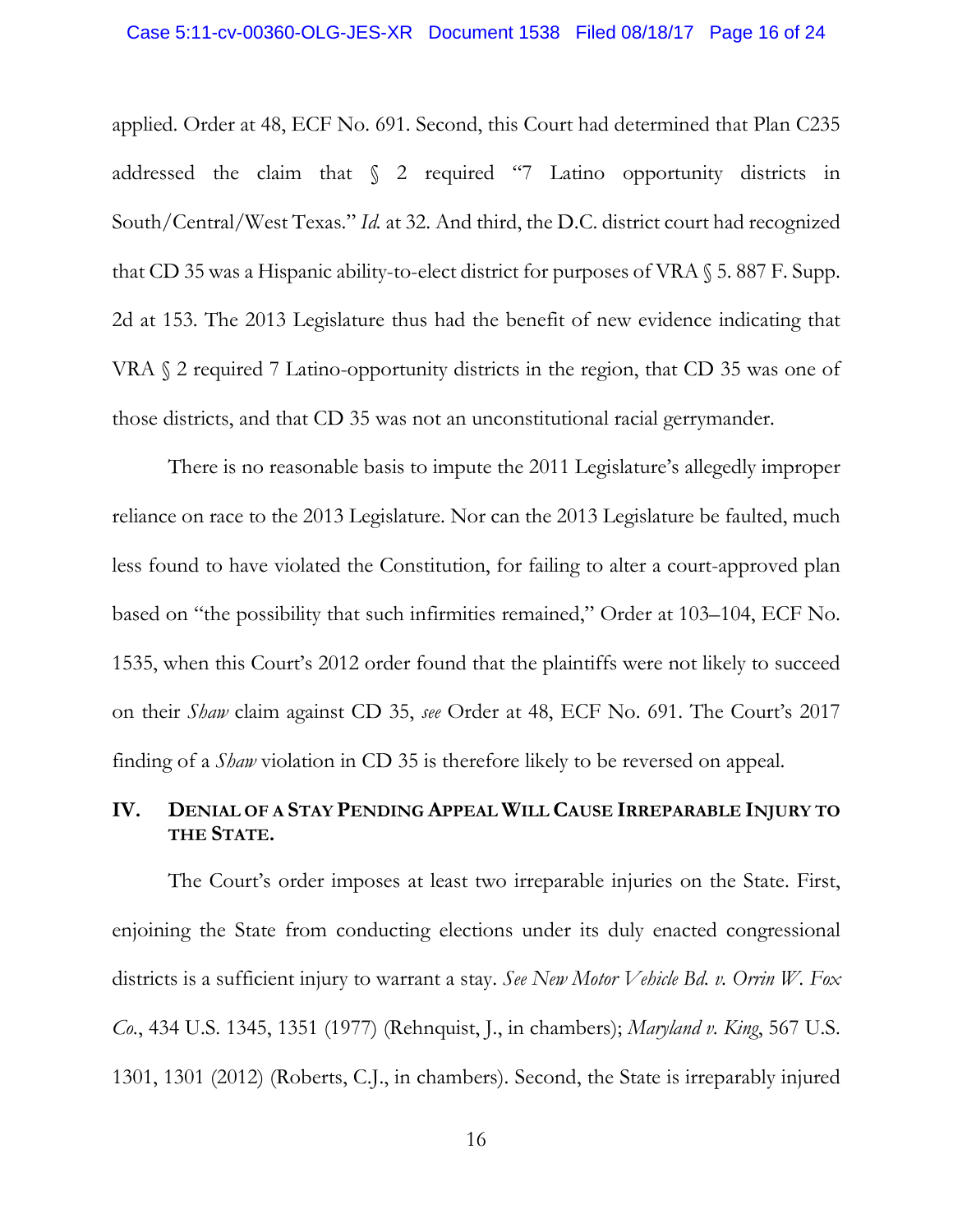applied. Order at 48, ECF No. 691. Second, this Court had determined that Plan C235 addressed the claim that § 2 required "7 Latino opportunity districts in South/Central/West Texas." *Id.* at 32. And third, the D.C. district court had recognized that CD 35 was a Hispanic ability-to-elect district for purposes of VRA § 5. 887 F. Supp. 2d at 153. The 2013 Legislature thus had the benefit of new evidence indicating that VRA § 2 required 7 Latino-opportunity districts in the region, that CD 35 was one of those districts, and that CD 35 was not an unconstitutional racial gerrymander.

There is no reasonable basis to impute the 2011 Legislature's allegedly improper reliance on race to the 2013 Legislature. Nor can the 2013 Legislature be faulted, much less found to have violated the Constitution, for failing to alter a court-approved plan based on "the possibility that such infirmities remained," Order at 103–104, ECF No. 1535, when this Court's 2012 order found that the plaintiffs were not likely to succeed on their *Shaw* claim against CD 35, *see* Order at 48, ECF No. 691. The Court's 2017 finding of a *Shaw* violation in CD 35 is therefore likely to be reversed on appeal.

## IV. Denial of a Stay Pending Appeal Will Cause Irreparable Injury to the State.

The Court's order imposes at least two irreparable injuries on the State. First, enjoining the State from conducting elections under its duly enacted congressional districts is a sufficient injury to warrant a stay. *See New Motor Vehicle Bd. v. Orrin W. Fox Co.*, 434 U.S. 1345, 1351 (1977) (Rehnquist, J., in chambers); *Maryland v. King*, 567 U.S. 1301, 1301 (2012) (Roberts, C.J., in chambers). Second, the State is irreparably injured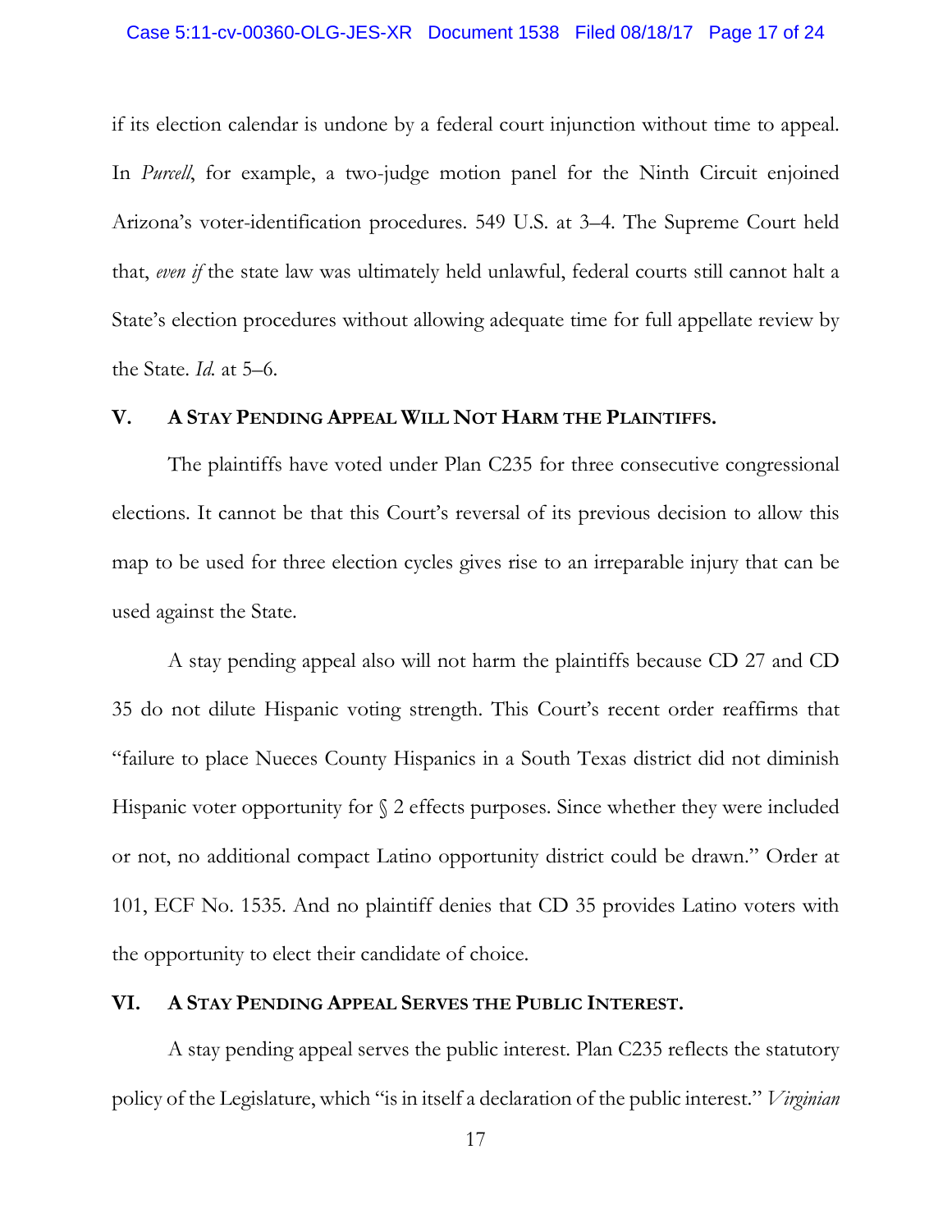if its election calendar is undone by a federal court injunction without time to appeal. In *Purcell*, for example, a two-judge motion panel for the Ninth Circuit enjoined Arizona's voter-identification procedures. 549 U.S. at 3–4. The Supreme Court held that, *even if* the state law was ultimately held unlawful, federal courts still cannot halt a State's election procedures without allowing adequate time for full appellate review by the State. *Id.* at 5–6.

## V. A Stay Pending Appeal Will Not Harm the Plaintiffs.

The plaintiffs have voted under Plan C235 for three consecutive congressional elections. It cannot be that this Court's reversal of its previous decision to allow this map to be used for three election cycles gives rise to an irreparable injury that can be used against the State.

A stay pending appeal also will not harm the plaintiffs because CD 27 and CD 35 do not dilute Hispanic voting strength. This Court's recent order reaffirms that "failure to place Nueces County Hispanics in a South Texas district did not diminish Hispanic voter opportunity for § 2 effects purposes. Since whether they were included or not, no additional compact Latino opportunity district could be drawn." Order at 101, ECF No. 1535. And no plaintiff denies that CD 35 provides Latino voters with the opportunity to elect their candidate of choice.

## VI. A Stay Pending Appeal Serves the Public Interest.

A stay pending appeal serves the public interest. Plan C235 reflects the statutory policy of the Legislature, which "is in itself a declaration of the public interest." *Virginian*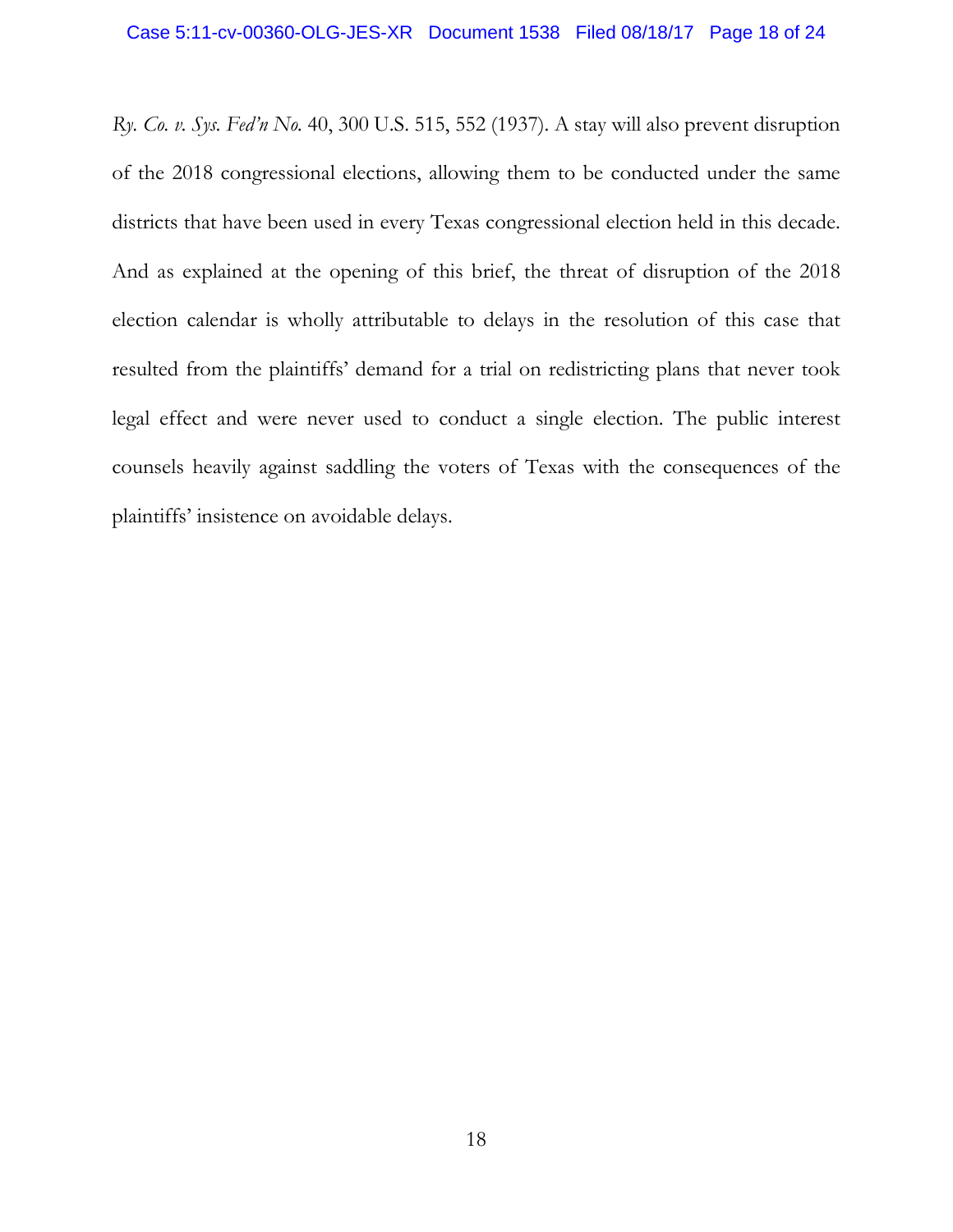*Ry. Co. v. Sys. Fed'n No.* 40, 300 U.S. 515, 552 (1937). A stay will also prevent disruption of the 2018 congressional elections, allowing them to be conducted under the same districts that have been used in every Texas congressional election held in this decade. And as explained at the opening of this brief, the threat of disruption of the 2018 election calendar is wholly attributable to delays in the resolution of this case that resulted from the plaintiffs' demand for a trial on redistricting plans that never took legal effect and were never used to conduct a single election. The public interest counsels heavily against saddling the voters of Texas with the consequences of the plaintiffs' insistence on avoidable delays.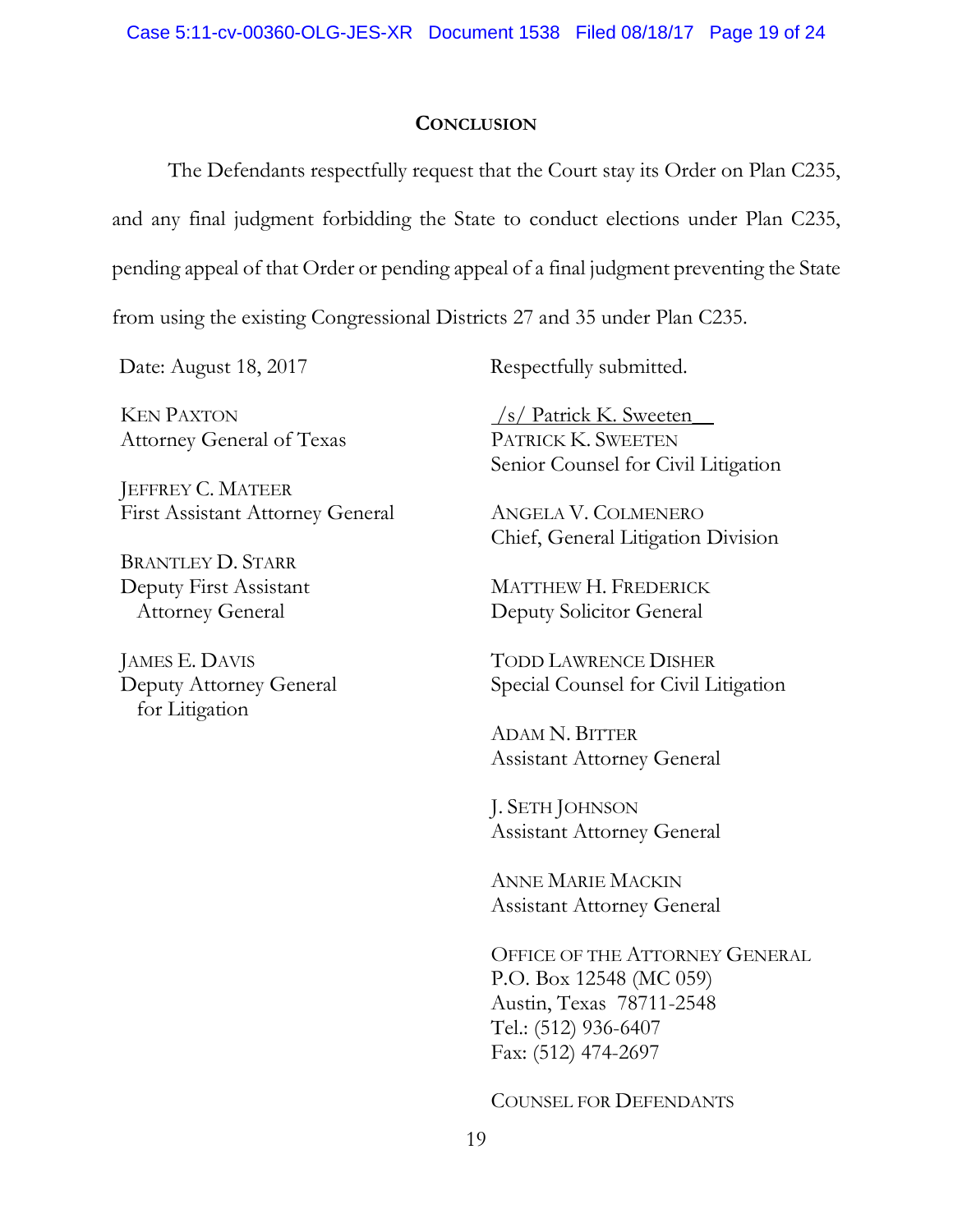## CONCLUSION

The Defendants respectfully request that the Court stay its Order on Plan C235, and any final judgment forbidding the State to conduct elections under Plan C235, pending appeal of that Order or pending appeal of a final judgment preventing the State from using the existing Congressional Districts 27 and 35 under Plan C235.

Date: August 18, 2017

KEN PAXTON
Attorney General of Texas

JEFFREY C. MATEER
First Assistant Attorney General

BRANTLEY D. STARR
Deputy First Assistant Attorney General

JAMES E. DAVIS
Deputy Attorney General for Litigation

Respectfully submitted.

/s/ Patrick K. Sweeten
PATRICK K. SWEETEN
Senior Counsel for Civil Litigation

ANGELA V. COLMENERO
Chief, General Litigation Division

MATTHEW H. FREDERICK
Deputy Solicitor General

TODD LAWRENCE DISHER
Special Counsel for Civil Litigation

ADAM N. BITTER
Assistant Attorney General

J. SETH JOHNSON
Assistant Attorney General

ANNE MARIE MACKIN
Assistant Attorney General

OFFICE OF THE ATTORNEY GENERAL
P.O. Box 12548 (MC 059)
Austin, Texas 78711-2548
Tel.: (512) 936-6407
Fax: (512) 474-2697

COUNSEL FOR DEFENDANTS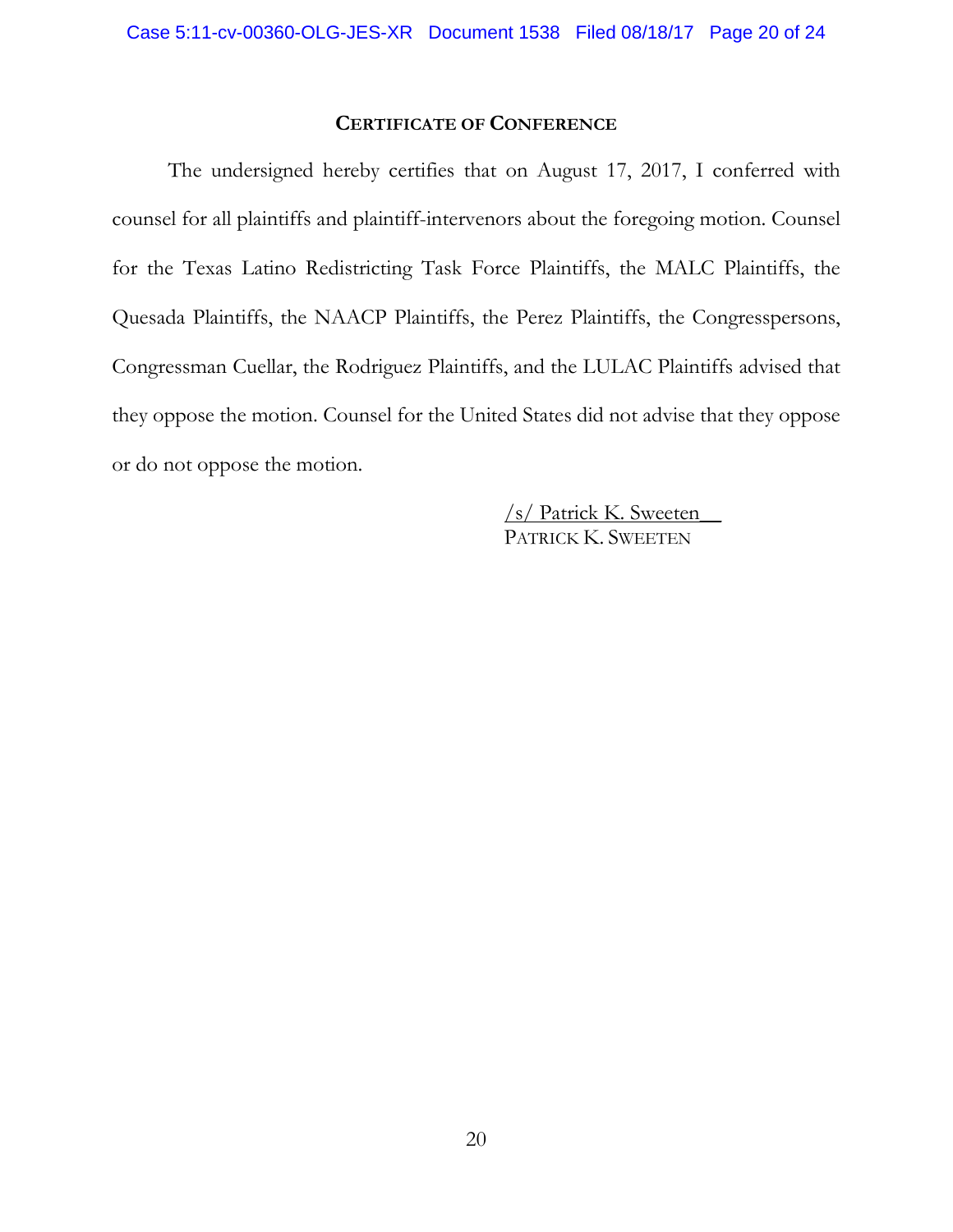## CERTIFICATE OF CONFERENCE

The undersigned hereby certifies that on August 17, 2017, I conferred with counsel for all plaintiffs and plaintiff-intervenors about the foregoing motion. Counsel for the Texas Latino Redistricting Task Force Plaintiffs, the MALC Plaintiffs, the Quesada Plaintiffs, the NAACP Plaintiffs, the Perez Plaintiffs, the Congresspersons, Congressman Cuellar, the Rodriguez Plaintiffs, and the LULAC Plaintiffs advised that they oppose the motion. Counsel for the United States did not advise that they oppose or do not oppose the motion.

/s/ Patrick K. Sweeten__
PATRICK K. SWEETEN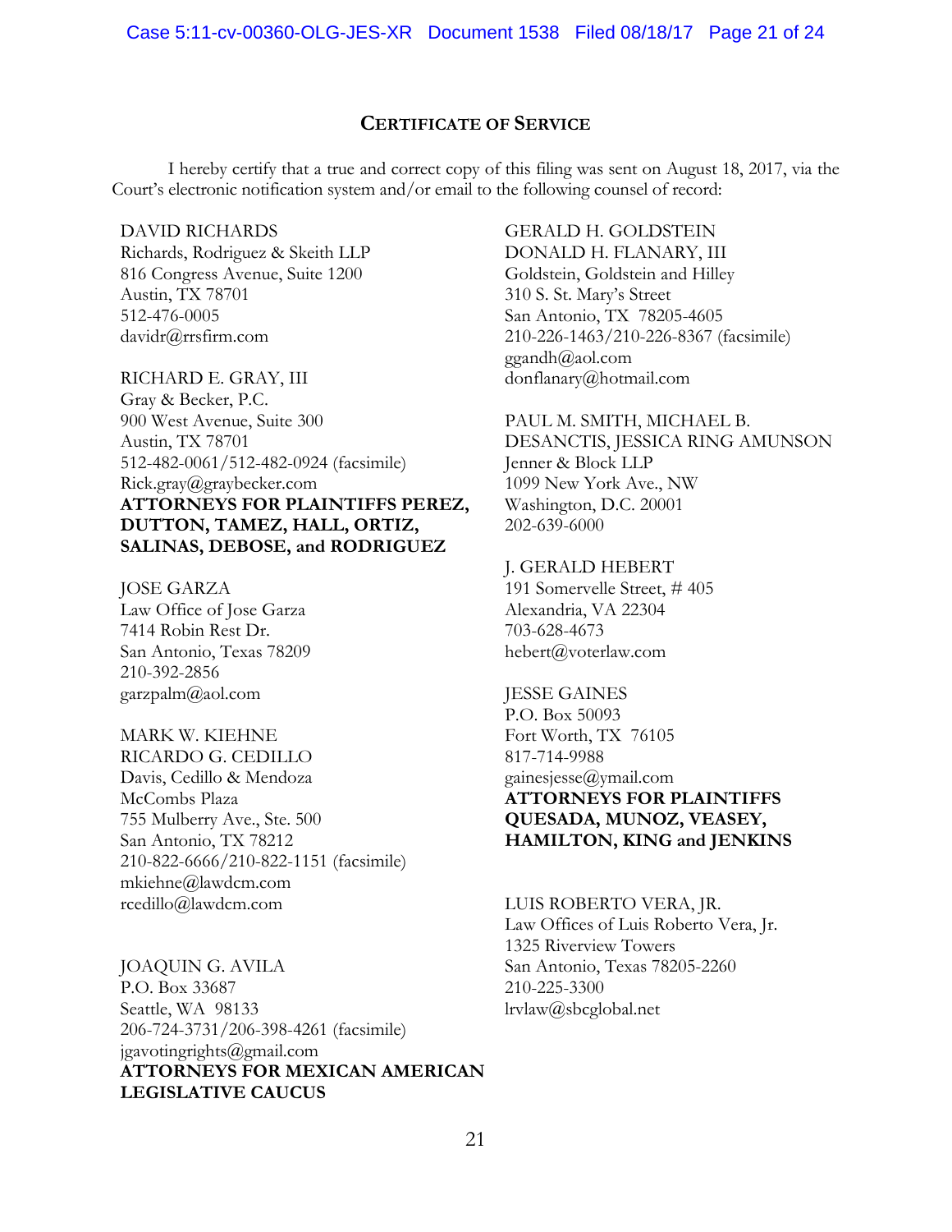## CERTIFICATE OF SERVICE

I hereby certify that a true and correct copy of this filing was sent on August 18, 2017, via the Court's electronic notification system and/or email to the following counsel of record:

DAVID RICHARDS
Richards, Rodriguez & Skeith LLP
816 Congress Avenue, Suite 1200
Austin, TX 78701
512-476-0005
davidr@rrsfirm.com

RICHARD E. GRAY, III
Gray & Becker, P.C.
900 West Avenue, Suite 300
Austin, TX 78701
512-482-0061/512-482-0924 (facsimile)
Rick.gray@graybecker.com
**ATTORNEYS FOR PLAINTIFFS PEREZ, DUTTON, TAMEZ, HALL, ORTIZ, SALINAS, DEBOSE, and RODRIGUEZ**

JOSE GARZA
Law Office of Jose Garza
7414 Robin Rest Dr.
San Antonio, Texas 78209
210-392-2856
garzpalm@aol.com

MARK W. KIEHNE
RICARDO G. CEDILLO
Davis, Cedillo & Mendoza
McCombs Plaza
755 Mulberry Ave., Ste. 500
San Antonio, TX 78212
210-822-6666/210-822-1151 (facsimile)
mkiehne@lawdcm.com
rcedillo@lawdcm.com

JOAQUIN G. AVILA
P.O. Box 33687
Seattle, WA 98133
206-724-3731/206-398-4261 (facsimile)
jgavotingrights@gmail.com
**ATTORNEYS FOR MEXICAN AMERICAN LEGISLATIVE CAUCUS**

GERALD H. GOLDSTEIN
DONALD H. FLANARY, III
Goldstein, Goldstein and Hilley
310 S. St. Mary's Street
San Antonio, TX 78205-4605
210-226-1463/210-226-8367 (facsimile)
ggandh@aol.com
donflanary@hotmail.com

PAUL M. SMITH, MICHAEL B. DESANCTIS, JESSICA RING AMUNSON
Jenner & Block LLP
1099 New York Ave., NW
Washington, D.C. 20001
202-639-6000

J. GERALD HEBERT
191 Somervelle Street, # 405
Alexandria, VA 22304
703-628-4673
hebert@voterlaw.com

JESSE GAINES
P.O. Box 50093
Fort Worth, TX 76105
817-714-9988
gainesjesse@ymail.com
**ATTORNEYS FOR PLAINTIFFS QUESADA, MUNOZ, VEASEY, HAMILTON, KING and JENKINS**

LUIS ROBERTO VERA, JR.
Law Offices of Luis Roberto Vera, Jr.
1325 Riverview Towers
San Antonio, Texas 78205-2260
210-225-3300
lrvlaw@sbcglobal.net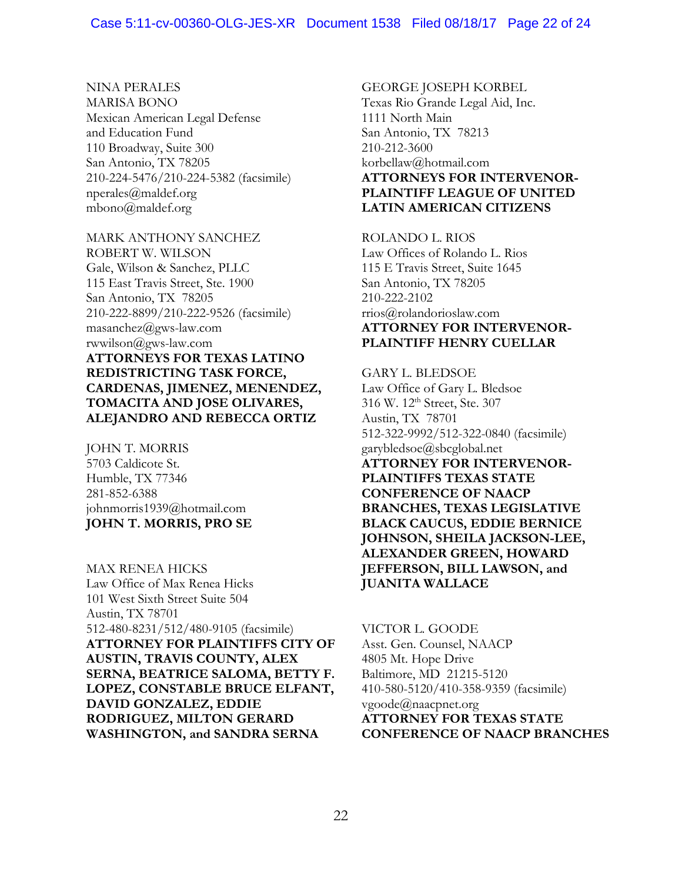NINA PERALES
MARISA BONO
Mexican American Legal Defense
and Education Fund
110 Broadway, Suite 300
San Antonio, TX 78205
210-224-5476/210-224-5382 (facsimile)
nperales@maldef.org
mbono@maldef.org

MARK ANTHONY SANCHEZ
ROBERT W. WILSON
Gale, Wilson & Sanchez, PLLC
115 East Travis Street, Ste. 1900
San Antonio, TX 78205
210-222-8899/210-222-9526 (facsimile)
masanchez@gws-law.com
rwwilson@gws-law.com
**ATTORNEYS FOR TEXAS LATINO REDISTRICTING TASK FORCE, CARDENAS, JIMENEZ, MENENDEZ, TOMACITA AND JOSE OLIVARES, ALEJANDRO AND REBECCA ORTIZ**

JOHN T. MORRIS
5703 Caldicote St.
Humble, TX 77346
281-852-6388
johnmorris1939@hotmail.com
**JOHN T. MORRIS, PRO SE**

MAX RENEA HICKS
Law Office of Max Renea Hicks
101 West Sixth Street Suite 504
Austin, TX 78701
512-480-8231/512/480-9105 (facsimile)
**ATTORNEY FOR PLAINTIFFS CITY OF AUSTIN, TRAVIS COUNTY, ALEX SERNA, BEATRICE SALOMA, BETTY F. LOPEZ, CONSTABLE BRUCE ELFANT, DAVID GONZALEZ, EDDIE RODRIGUEZ, MILTON GERARD WASHINGTON, and SANDRA SERNA**

GEORGE JOSEPH KORBEL
Texas Rio Grande Legal Aid, Inc.
1111 North Main
San Antonio, TX 78213
210-212-3600
korbellaw@hotmail.com
**ATTORNEYS FOR INTERVENOR-PLAINTIFF LEAGUE OF UNITED LATIN AMERICAN CITIZENS**

ROLANDO L. RIOS
Law Offices of Rolando L. Rios
115 E Travis Street, Suite 1645
San Antonio, TX 78205
210-222-2102
rrios@rolandorioslaw.com
**ATTORNEY FOR INTERVENOR-PLAINTIFF HENRY CUELLAR**

GARY L. BLEDSOE
Law Office of Gary L. Bledsoe
316 W. 12th Street, Ste. 307
Austin, TX 78701
512-322-9992/512-322-0840 (facsimile)
garybledsoe@sbcglobal.net
**ATTORNEY FOR INTERVENOR-PLAINTIFFS TEXAS STATE CONFERENCE OF NAACP BRANCHES, TEXAS LEGISLATIVE BLACK CAUCUS, EDDIE BERNICE JOHNSON, SHEILA JACKSON-LEE, ALEXANDER GREEN, HOWARD JEFFERSON, BILL LAWSON, and JUANITA WALLACE**

VICTOR L. GOODE
Asst. Gen. Counsel, NAACP
4805 Mt. Hope Drive
Baltimore, MD 21215-5120
410-580-5120/410-358-9359 (facsimile)
vgoode@naacpnet.org
**ATTORNEY FOR TEXAS STATE CONFERENCE OF NAACP BRANCHES**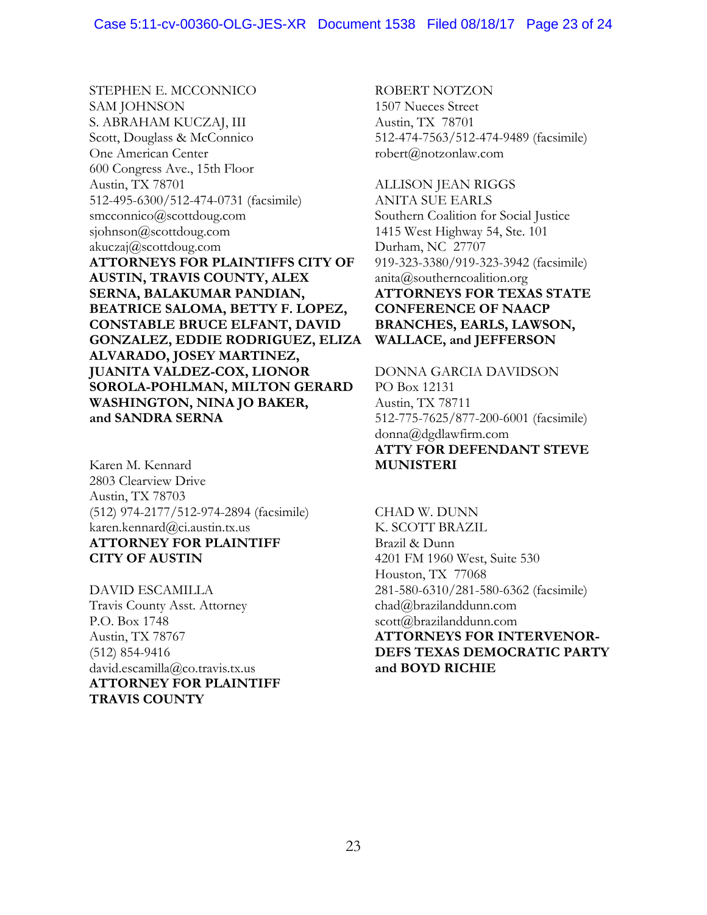STEPHEN E. MCCONNICO
SAM JOHNSON
S. ABRAHAM KUCZAJ, III
Scott, Douglass & McConnico
One American Center
600 Congress Ave., 15th Floor
Austin, TX 78701
512-495-6300/512-474-0731 (facsimile)
smcconnico@scottdoug.com
sjohnson@scottdoug.com
akuczaj@scottdoug.com
**ATTORNEYS FOR PLAINTIFFS CITY OF AUSTIN, TRAVIS COUNTY, ALEX SERNA, BALAKUMAR PANDIAN, BEATRICE SALOMA, BETTY F. LOPEZ, CONSTABLE BRUCE ELFANT, DAVID GONZALEZ, EDDIE RODRIGUEZ, ELIZA ALVARADO, JOSEY MARTINEZ, JUANITA VALDEZ-COX, LIONOR SOROLA-POHLMAN, MILTON GERARD WASHINGTON, NINA JO BAKER, and SANDRA SERNA**

Karen M. Kennard
2803 Clearview Drive
Austin, TX 78703
(512) 974-2177/512-974-2894 (facsimile)
karen.kennard@ci.austin.tx.us
**ATTORNEY FOR PLAINTIFF CITY OF AUSTIN**

DAVID ESCAMILLA
Travis County Asst. Attorney
P.O. Box 1748
Austin, TX 78767
(512) 854-9416
david.escamilla@co.travis.tx.us
**ATTORNEY FOR PLAINTIFF TRAVIS COUNTY**

ROBERT NOTZON
1507 Nueces Street
Austin, TX 78701
512-474-7563/512-474-9489 (facsimile)
robert@notzonlaw.com

ALLISON JEAN RIGGS
ANITA SUE EARLS
Southern Coalition for Social Justice
1415 West Highway 54, Ste. 101
Durham, NC 27707
919-323-3380/919-323-3942 (facsimile)
anita@southerncoalition.org
**ATTORNEYS FOR TEXAS STATE CONFERENCE OF NAACP BRANCHES, EARLS, LAWSON, WALLACE, and JEFFERSON**

DONNA GARCIA DAVIDSON
PO Box 12131
Austin, TX 78711
512-775-7625/877-200-6001 (facsimile)
donna@dgdlawfirm.com
**ATTY FOR DEFENDANT STEVE MUNISTERI**

CHAD W. DUNN
K. SCOTT BRAZIL
Brazil & Dunn
4201 FM 1960 West, Suite 530
Houston, TX 77068
281-580-6310/281-580-6362 (facsimile)
chad@brazilanddunn.com
scott@brazilanddunn.com
**ATTORNEYS FOR INTERVENOR-DEFS TEXAS DEMOCRATIC PARTY and BOYD RICHIE**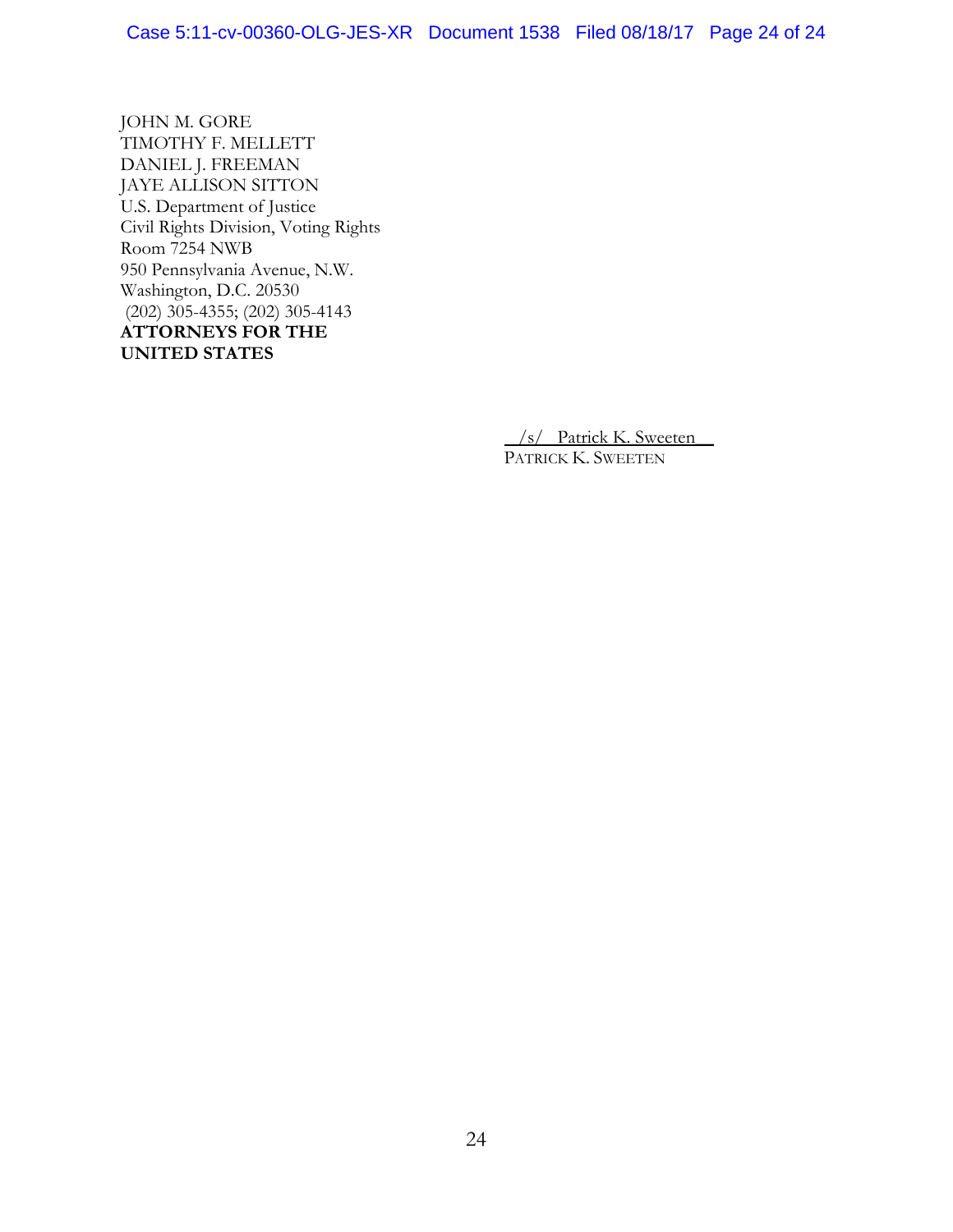JOHN M. GORE
TIMOTHY F. MELLETT
DANIEL J. FREEMAN
JAYE ALLISON SITTON
U.S. Department of Justice
Civil Rights Division, Voting Rights
Room 7254 NWB
950 Pennsylvania Avenue, N.W.
Washington, D.C. 20530
(202) 305-4355; (202) 305-4143
**ATTORNEYS FOR THE UNITED STATES**

/s/ Patrick K. Sweeten
PATRICK K. SWEETEN